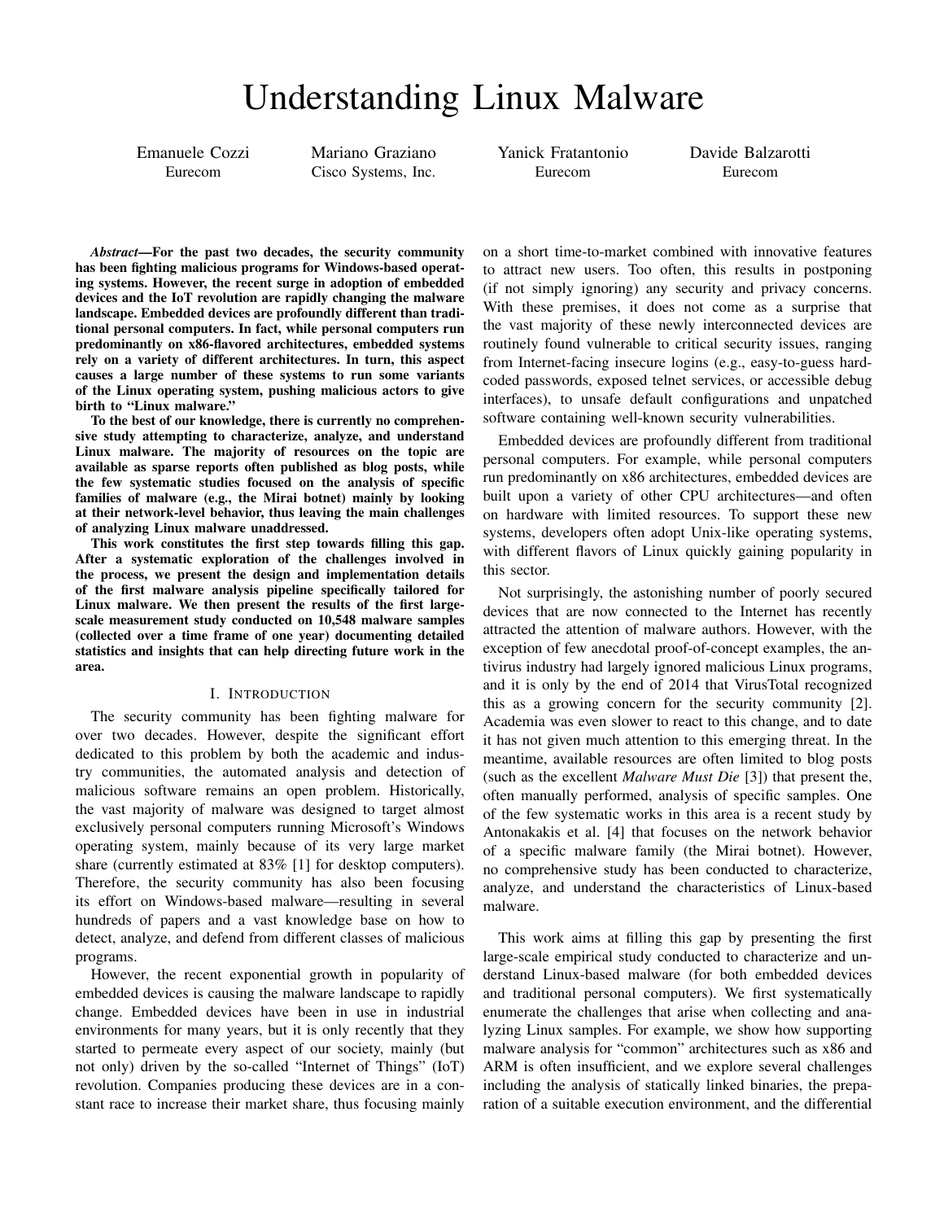# Understanding Linux Malware

Emanuele Cozzi
Eurecom

Mariano Graziano
Cisco Systems, Inc.

Yanick Fratantonio
Eurecom

Davide Balzarotti
Eurecom

***Abstract*—For the past two decades, the security community has been fighting malicious programs for Windows-based operating systems. However, the recent surge in adoption of embedded devices and the IoT revolution are rapidly changing the malware landscape. Embedded devices are profoundly different than traditional personal computers. In fact, while personal computers run predominantly on x86-flavored architectures, embedded systems rely on a variety of different architectures. In turn, this aspect causes a large number of these systems to run some variants of the Linux operating system, pushing malicious actors to give birth to "Linux malware."**

**To the best of our knowledge, there is currently no comprehensive study attempting to characterize, analyze, and understand Linux malware. The majority of resources on the topic are available as sparse reports often published as blog posts, while the few systematic studies focused on the analysis of specific families of malware (e.g., the Mirai botnet) mainly by looking at their network-level behavior, thus leaving the main challenges of analyzing Linux malware unaddressed.**

**This work constitutes the first step towards filling this gap. After a systematic exploration of the challenges involved in the process, we present the design and implementation details of the first malware analysis pipeline specifically tailored for Linux malware. We then present the results of the first large-scale measurement study conducted on 10,548 malware samples (collected over a time frame of one year) documenting detailed statistics and insights that can help directing future work in the area.**

## I. Introduction

The security community has been fighting malware for over two decades. However, despite the significant effort dedicated to this problem by both the academic and industry communities, the automated analysis and detection of malicious software remains an open problem. Historically, the vast majority of malware was designed to target almost exclusively personal computers running Microsoft's Windows operating system, mainly because of its very large market share (currently estimated at 83% [1] for desktop computers). Therefore, the security community has also been focusing its effort on Windows-based malware—resulting in several hundreds of papers and a vast knowledge base on how to detect, analyze, and defend from different classes of malicious programs.

However, the recent exponential growth in popularity of embedded devices is causing the malware landscape to rapidly change. Embedded devices have been in use in industrial environments for many years, but it is only recently that they started to permeate every aspect of our society, mainly (but not only) driven by the so-called "Internet of Things" (IoT) revolution. Companies producing these devices are in a constant race to increase their market share, thus focusing mainly on a short time-to-market combined with innovative features to attract new users. Too often, this results in postponing (if not simply ignoring) any security and privacy concerns. With these premises, it does not come as a surprise that the vast majority of these newly interconnected devices are routinely found vulnerable to critical security issues, ranging from Internet-facing insecure logins (e.g., easy-to-guess hard-coded passwords, exposed telnet services, or accessible debug interfaces), to unsafe default configurations and unpatched software containing well-known security vulnerabilities.

Embedded devices are profoundly different from traditional personal computers. For example, while personal computers run predominantly on x86 architectures, embedded devices are built upon a variety of other CPU architectures—and often on hardware with limited resources. To support these new systems, developers often adopt Unix-like operating systems, with different flavors of Linux quickly gaining popularity in this sector.

Not surprisingly, the astonishing number of poorly secured devices that are now connected to the Internet has recently attracted the attention of malware authors. However, with the exception of few anecdotal proof-of-concept examples, the antivirus industry had largely ignored malicious Linux programs, and it is only by the end of 2014 that VirusTotal recognized this as a growing concern for the security community [2]. Academia was even slower to react to this change, and to date it has not given much attention to this emerging threat. In the meantime, available resources are often limited to blog posts (such as the excellent *Malware Must Die* [3]) that present the, often manually performed, analysis of specific samples. One of the few systematic works in this area is a recent study by Antonakakis et al. [4] that focuses on the network behavior of a specific malware family (the Mirai botnet). However, no comprehensive study has been conducted to characterize, analyze, and understand the characteristics of Linux-based malware.

This work aims at filling this gap by presenting the first large-scale empirical study conducted to characterize and understand Linux-based malware (for both embedded devices and traditional personal computers). We first systematically enumerate the challenges that arise when collecting and analyzing Linux samples. For example, we show how supporting malware analysis for "common" architectures such as x86 and ARM is often insufficient, and we explore several challenges including the analysis of statically linked binaries, the preparation of a suitable execution environment, and the differential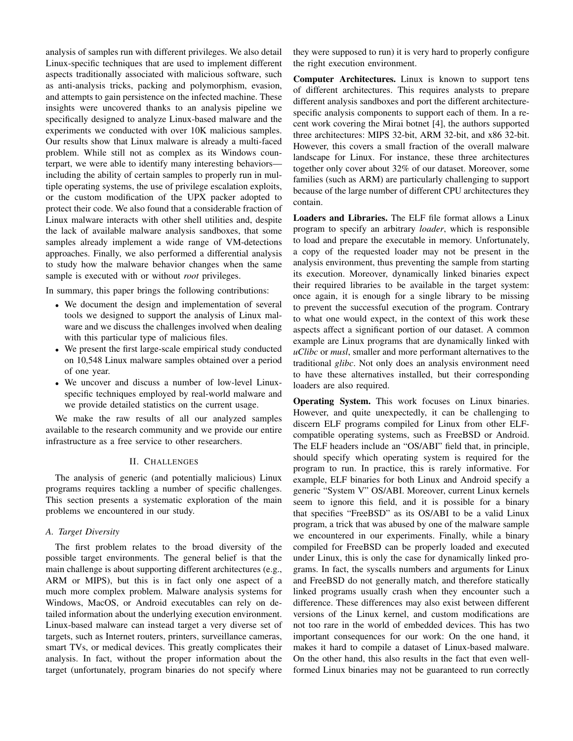analysis of samples run with different privileges. We also detail Linux-specific techniques that are used to implement different aspects traditionally associated with malicious software, such as anti-analysis tricks, packing and polymorphism, evasion, and attempts to gain persistence on the infected machine. These insights were uncovered thanks to an analysis pipeline we specifically designed to analyze Linux-based malware and the experiments we conducted with over 10K malicious samples. Our results show that Linux malware is already a multi-faced problem. While still not as complex as its Windows counterpart, we were able to identify many interesting behaviors—including the ability of certain samples to properly run in multiple operating systems, the use of privilege escalation exploits, or the custom modification of the UPX packer adopted to protect their code. We also found that a considerable fraction of Linux malware interacts with other shell utilities and, despite the lack of available malware analysis sandboxes, that some samples already implement a wide range of VM-detections approaches. Finally, we also performed a differential analysis to study how the malware behavior changes when the same sample is executed with or without *root* privileges.

In summary, this paper brings the following contributions:

- We document the design and implementation of several tools we designed to support the analysis of Linux malware and we discuss the challenges involved when dealing with this particular type of malicious files.
- We present the first large-scale empirical study conducted on 10,548 Linux malware samples obtained over a period of one year.
- We uncover and discuss a number of low-level Linux-specific techniques employed by real-world malware and we provide detailed statistics on the current usage.

We make the raw results of all our analyzed samples available to the research community and we provide our entire infrastructure as a free service to other researchers.

## II. Challenges

The analysis of generic (and potentially malicious) Linux programs requires tackling a number of specific challenges. This section presents a systematic exploration of the main problems we encountered in our study.

### A. Target Diversity

The first problem relates to the broad diversity of the possible target environments. The general belief is that the main challenge is about supporting different architectures (e.g., ARM or MIPS), but this is in fact only one aspect of a much more complex problem. Malware analysis systems for Windows, MacOS, or Android executables can rely on detailed information about the underlying execution environment. Linux-based malware can instead target a very diverse set of targets, such as Internet routers, printers, surveillance cameras, smart TVs, or medical devices. This greatly complicates their analysis. In fact, without the proper information about the target (unfortunately, program binaries do not specify where they were supposed to run) it is very hard to properly configure the right execution environment.

**Computer Architectures.** Linux is known to support tens of different architectures. This requires analysts to prepare different analysis sandboxes and port the different architecture-specific analysis components to support each of them. In a recent work covering the Mirai botnet [4], the authors supported three architectures: MIPS 32-bit, ARM 32-bit, and x86 32-bit. However, this covers a small fraction of the overall malware landscape for Linux. For instance, these three architectures together only cover about 32% of our dataset. Moreover, some families (such as ARM) are particularly challenging to support because of the large number of different CPU architectures they contain.

**Loaders and Libraries.** The ELF file format allows a Linux program to specify an arbitrary *loader*, which is responsible to load and prepare the executable in memory. Unfortunately, a copy of the requested loader may not be present in the analysis environment, thus preventing the sample from starting its execution. Moreover, dynamically linked binaries expect their required libraries to be available in the target system: once again, it is enough for a single library to be missing to prevent the successful execution of the program. Contrary to what one would expect, in the context of this work these aspects affect a significant portion of our dataset. A common example are Linux programs that are dynamically linked with *uClibc* or *musl*, smaller and more performant alternatives to the traditional *glibc*. Not only does an analysis environment need to have these alternatives installed, but their corresponding loaders are also required.

**Operating System.** This work focuses on Linux binaries. However, and quite unexpectedly, it can be challenging to discern ELF programs compiled for Linux from other ELF-compatible operating systems, such as FreeBSD or Android. The ELF headers include an "OS/ABI" field that, in principle, should specify which operating system is required for the program to run. In practice, this is rarely informative. For example, ELF binaries for both Linux and Android specify a generic "System V" OS/ABI. Moreover, current Linux kernels seem to ignore this field, and it is possible for a binary that specifies "FreeBSD" as its OS/ABI to be a valid Linux program, a trick that was abused by one of the malware sample we encountered in our experiments. Finally, while a binary compiled for FreeBSD can be properly loaded and executed under Linux, this is only the case for dynamically linked programs. In fact, the syscalls numbers and arguments for Linux and FreeBSD do not generally match, and therefore statically linked programs usually crash when they encounter such a difference. These differences may also exist between different versions of the Linux kernel, and custom modifications are not too rare in the world of embedded devices. This has two important consequences for our work: On the one hand, it makes it hard to compile a dataset of Linux-based malware. On the other hand, this also results in the fact that even well-formed Linux binaries may not be guaranteed to run correctly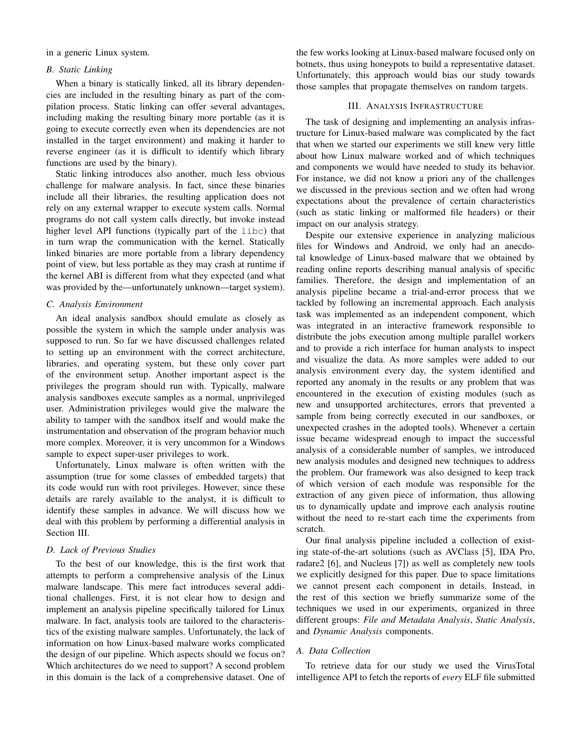in a generic Linux system.

### B. Static Linking

When a binary is statically linked, all its library dependencies are included in the resulting binary as part of the compilation process. Static linking can offer several advantages, including making the resulting binary more portable (as it is going to execute correctly even when its dependencies are not installed in the target environment) and making it harder to reverse engineer (as it is difficult to identify which library functions are used by the binary).

Static linking introduces also another, much less obvious challenge for malware analysis. In fact, since these binaries include all their libraries, the resulting application does not rely on any external wrapper to execute system calls. Normal programs do not call system calls directly, but invoke instead higher level API functions (typically part of the `libc`) that in turn wrap the communication with the kernel. Statically linked binaries are more portable from a library dependency point of view, but less portable as they may crash at runtime if the kernel ABI is different from what they expected (and what was provided by the—unfortunately unknown—target system).

### C. Analysis Environment

An ideal analysis sandbox should emulate as closely as possible the system in which the sample under analysis was supposed to run. So far we have discussed challenges related to setting up an environment with the correct architecture, libraries, and operating system, but these only cover part of the environment setup. Another important aspect is the privileges the program should run with. Typically, malware analysis sandboxes execute samples as a normal, unprivileged user. Administration privileges would give the malware the ability to tamper with the sandbox itself and would make the instrumentation and observation of the program behavior much more complex. Moreover, it is very uncommon for a Windows sample to expect super-user privileges to work.

Unfortunately, Linux malware is often written with the assumption (true for some classes of embedded targets) that its code would run with root privileges. However, since these details are rarely available to the analyst, it is difficult to identify these samples in advance. We will discuss how we deal with this problem by performing a differential analysis in Section III.

### D. Lack of Previous Studies

To the best of our knowledge, this is the first work that attempts to perform a comprehensive analysis of the Linux malware landscape. This mere fact introduces several additional challenges. First, it is not clear how to design and implement an analysis pipeline specifically tailored for Linux malware. In fact, analysis tools are tailored to the characteristics of the existing malware samples. Unfortunately, the lack of information on how Linux-based malware works complicated the design of our pipeline. Which aspects should we focus on? Which architectures do we need to support? A second problem in this domain is the lack of a comprehensive dataset. One of the few works looking at Linux-based malware focused only on botnets, thus using honeypots to build a representative dataset. Unfortunately, this approach would bias our study towards those samples that propagate themselves on random targets.

## III. Analysis Infrastructure

The task of designing and implementing an analysis infrastructure for Linux-based malware was complicated by the fact that when we started our experiments we still knew very little about how Linux malware worked and of which techniques and components we would have needed to study its behavior. For instance, we did not know a priori any of the challenges we discussed in the previous section and we often had wrong expectations about the prevalence of certain characteristics (such as static linking or malformed file headers) or their impact on our analysis strategy.

Despite our extensive experience in analyzing malicious files for Windows and Android, we only had an anecdotal knowledge of Linux-based malware that we obtained by reading online reports describing manual analysis of specific families. Therefore, the design and implementation of an analysis pipeline became a trial-and-error process that we tackled by following an incremental approach. Each analysis task was implemented as an independent component, which was integrated in an interactive framework responsible to distribute the jobs execution among multiple parallel workers and to provide a rich interface for human analysts to inspect and visualize the data. As more samples were added to our analysis environment every day, the system identified and reported any anomaly in the results or any problem that was encountered in the execution of existing modules (such as new and unsupported architectures, errors that prevented a sample from being correctly executed in our sandboxes, or unexpected crashes in the adopted tools). Whenever a certain issue became widespread enough to impact the successful analysis of a considerable number of samples, we introduced new analysis modules and designed new techniques to address the problem. Our framework was also designed to keep track of which version of each module was responsible for the extraction of any given piece of information, thus allowing us to dynamically update and improve each analysis routine without the need to re-start each time the experiments from scratch.

Our final analysis pipeline included a collection of existing state-of-the-art solutions (such as AVClass [5], IDA Pro, radare2 [6], and Nucleus [7]) as well as completely new tools we explicitly designed for this paper. Due to space limitations we cannot present each component in details. Instead, in the rest of this section we briefly summarize some of the techniques we used in our experiments, organized in three different groups: *File and Metadata Analysis*, *Static Analysis*, and *Dynamic Analysis* components.

### A. Data Collection

To retrieve data for our study we used the VirusTotal intelligence API to fetch the reports of *every* ELF file submitted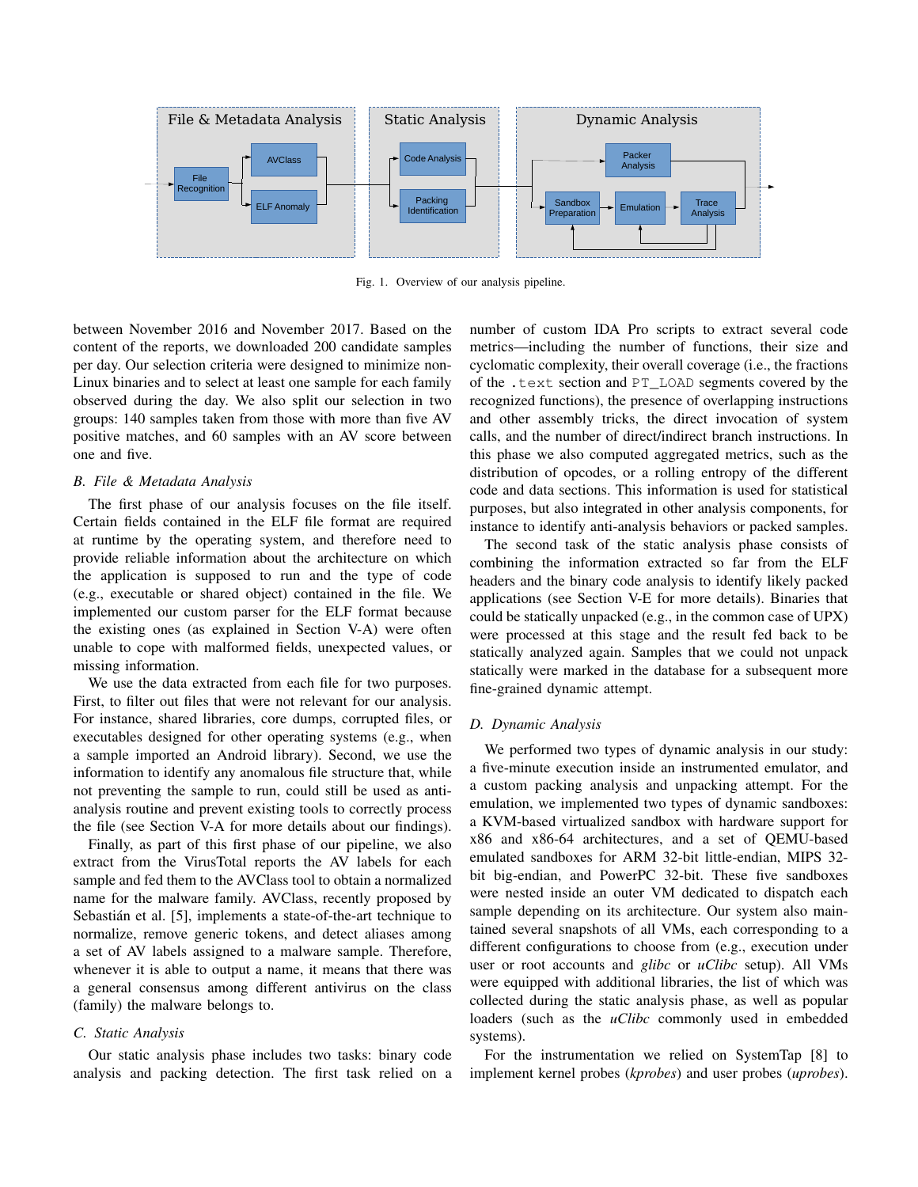Fig. 1. Overview of our analysis pipeline.

between November 2016 and November 2017. Based on the content of the reports, we downloaded 200 candidate samples per day. Our selection criteria were designed to minimize non-Linux binaries and to select at least one sample for each family observed during the day. We also split our selection in two groups: 140 samples taken from those with more than five AV positive matches, and 60 samples with an AV score between one and five.

### B. File & Metadata Analysis

The first phase of our analysis focuses on the file itself. Certain fields contained in the ELF file format are required at runtime by the operating system, and therefore need to provide reliable information about the architecture on which the application is supposed to run and the type of code (e.g., executable or shared object) contained in the file. We implemented our custom parser for the ELF format because the existing ones (as explained in Section V-A) were often unable to cope with malformed fields, unexpected values, or missing information.

We use the data extracted from each file for two purposes. First, to filter out files that were not relevant for our analysis. For instance, shared libraries, core dumps, corrupted files, or executables designed for other operating systems (e.g., when a sample imported an Android library). Second, we use the information to identify any anomalous file structure that, while not preventing the sample to run, could still be used as anti-analysis routine and prevent existing tools to correctly process the file (see Section V-A for more details about our findings).

Finally, as part of this first phase of our pipeline, we also extract from the VirusTotal reports the AV labels for each sample and fed them to the AVClass tool to obtain a normalized name for the malware family. AVClass, recently proposed by Sebastián et al. [5], implements a state-of-the-art technique to normalize, remove generic tokens, and detect aliases among a set of AV labels assigned to a malware sample. Therefore, whenever it is able to output a name, it means that there was a general consensus among different antivirus on the class (family) the malware belongs to.

### C. Static Analysis

Our static analysis phase includes two tasks: binary code analysis and packing detection. The first task relied on a number of custom IDA Pro scripts to extract several code metrics—including the number of functions, their size and cyclomatic complexity, their overall coverage (i.e., the fractions of the `.text` section and `PT_LOAD` segments covered by the recognized functions), the presence of overlapping instructions and other assembly tricks, the direct invocation of system calls, and the number of direct/indirect branch instructions. In this phase we also computed aggregated metrics, such as the distribution of opcodes, or a rolling entropy of the different code and data sections. This information is used for statistical purposes, but also integrated in other analysis components, for instance to identify anti-analysis behaviors or packed samples.

The second task of the static analysis phase consists of combining the information extracted so far from the ELF headers and the binary code analysis to identify likely packed applications (see Section V-E for more details). Binaries that could be statically unpacked (e.g., in the common case of UPX) were processed at this stage and the result fed back to be statically analyzed again. Samples that we could not unpack statically were marked in the database for a subsequent more fine-grained dynamic attempt.

### D. Dynamic Analysis

We performed two types of dynamic analysis in our study: a five-minute execution inside an instrumented emulator, and a custom packing analysis and unpacking attempt. For the emulation, we implemented two types of dynamic sandboxes: a KVM-based virtualized sandbox with hardware support for x86 and x86-64 architectures, and a set of QEMU-based emulated sandboxes for ARM 32-bit little-endian, MIPS 32-bit big-endian, and PowerPC 32-bit. These five sandboxes were nested inside an outer VM dedicated to dispatch each sample depending on its architecture. Our system also maintained several snapshots of all VMs, each corresponding to a different configurations to choose from (e.g., execution under user or root accounts and *glibc* or *uClibc* setup). All VMs were equipped with additional libraries, the list of which was collected during the static analysis phase, as well as popular loaders (such as the *uClibc* commonly used in embedded systems).

For the instrumentation we relied on SystemTap [8] to implement kernel probes (*kprobes*) and user probes (*uprobes*).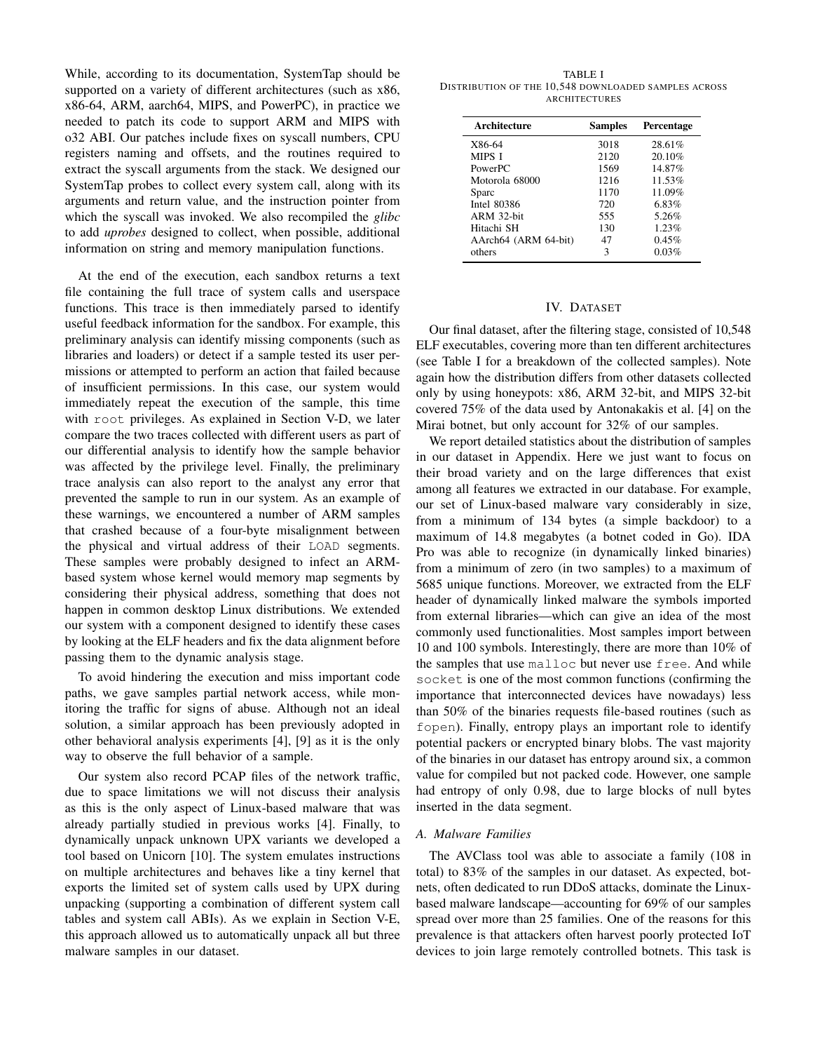While, according to its documentation, SystemTap should be supported on a variety of different architectures (such as x86, x86-64, ARM, aarch64, MIPS, and PowerPC), in practice we needed to patch its code to support ARM and MIPS with o32 ABI. Our patches include fixes on syscall numbers, CPU registers naming and offsets, and the routines required to extract the syscall arguments from the stack. We designed our SystemTap probes to collect every system call, along with its arguments and return value, and the instruction pointer from which the syscall was invoked. We also recompiled the *glibc* to add *uprobes* designed to collect, when possible, additional information on string and memory manipulation functions.

At the end of the execution, each sandbox returns a text file containing the full trace of system calls and userspace functions. This trace is then immediately parsed to identify useful feedback information for the sandbox. For example, this preliminary analysis can identify missing components (such as libraries and loaders) or detect if a sample tested its user permissions or attempted to perform an action that failed because of insufficient permissions. In this case, our system would immediately repeat the execution of the sample, this time with `root` privileges. As explained in Section V-D, we later compare the two traces collected with different users as part of our differential analysis to identify how the sample behavior was affected by the privilege level. Finally, the preliminary trace analysis can also report to the analyst any error that prevented the sample to run in our system. As an example of these warnings, we encountered a number of ARM samples that crashed because of a four-byte misalignment between the physical and virtual address of their `LOAD` segments. These samples were probably designed to infect an ARM-based system whose kernel would memory map segments by considering their physical address, something that does not happen in common desktop Linux distributions. We extended our system with a component designed to identify these cases by looking at the ELF headers and fix the data alignment before passing them to the dynamic analysis stage.

To avoid hindering the execution and miss important code paths, we gave samples partial network access, while monitoring the traffic for signs of abuse. Although not an ideal solution, a similar approach has been previously adopted in other behavioral analysis experiments [4], [9] as it is the only way to observe the full behavior of a sample.

Our system also record PCAP files of the network traffic, due to space limitations we will not discuss their analysis as this is the only aspect of Linux-based malware that was already partially studied in previous works [4]. Finally, to dynamically unpack unknown UPX variants we developed a tool based on Unicorn [10]. The system emulates instructions on multiple architectures and behaves like a tiny kernel that exports the limited set of system calls used by UPX during unpacking (supporting a combination of different system call tables and system call ABIs). As we explain in Section V-E, this approach allowed us to automatically unpack all but three malware samples in our dataset.

TABLE I
DISTRIBUTION OF THE 10,548 DOWNLOADED SAMPLES ACROSS ARCHITECTURES

| Architecture | Samples | Percentage |
|---|---|---|
| X86-64 | 3018 | 28.61% |
| MIPS I | 2120 | 20.10% |
| PowerPC | 1569 | 14.87% |
| Motorola 68000 | 1216 | 11.53% |
| Sparc | 1170 | 11.09% |
| Intel 80386 | 720 | 6.83% |
| ARM 32-bit | 555 | 5.26% |
| Hitachi SH | 130 | 1.23% |
| AArch64 (ARM 64-bit) | 47 | 0.45% |
| others | 3 | 0.03% |

## IV. DATASET

Our final dataset, after the filtering stage, consisted of 10,548 ELF executables, covering more than ten different architectures (see Table I for a breakdown of the collected samples). Note again how the distribution differs from other datasets collected only by using honeypots: x86, ARM 32-bit, and MIPS 32-bit covered 75% of the data used by Antonakakis et al. [4] on the Mirai botnet, but only account for 32% of our samples.

We report detailed statistics about the distribution of samples in our dataset in Appendix. Here we just want to focus on their broad variety and on the large differences that exist among all features we extracted in our database. For example, our set of Linux-based malware vary considerably in size, from a minimum of 134 bytes (a simple backdoor) to a maximum of 14.8 megabytes (a botnet coded in Go). IDA Pro was able to recognize (in dynamically linked binaries) from a minimum of zero (in two samples) to a maximum of 5685 unique functions. Moreover, we extracted from the ELF header of dynamically linked malware the symbols imported from external libraries—which can give an idea of the most commonly used functionalities. Most samples import between 10 and 100 symbols. Interestingly, there are more than 10% of the samples that use `malloc` but never use `free`. And while `socket` is one of the most common functions (confirming the importance that interconnected devices have nowadays) less than 50% of the binaries requests file-based routines (such as `fopen`). Finally, entropy plays an important role to identify potential packers or encrypted binary blobs. The vast majority of the binaries in our dataset has entropy around six, a common value for compiled but not packed code. However, one sample had entropy of only 0.98, due to large blocks of null bytes inserted in the data segment.

### A. Malware Families

The AVClass tool was able to associate a family (108 in total) to 83% of the samples in our dataset. As expected, botnets, often dedicated to run DDoS attacks, dominate the Linux-based malware landscape—accounting for 69% of our samples spread over more than 25 families. One of the reasons for this prevalence is that attackers often harvest poorly protected IoT devices to join large remotely controlled botnets. This task is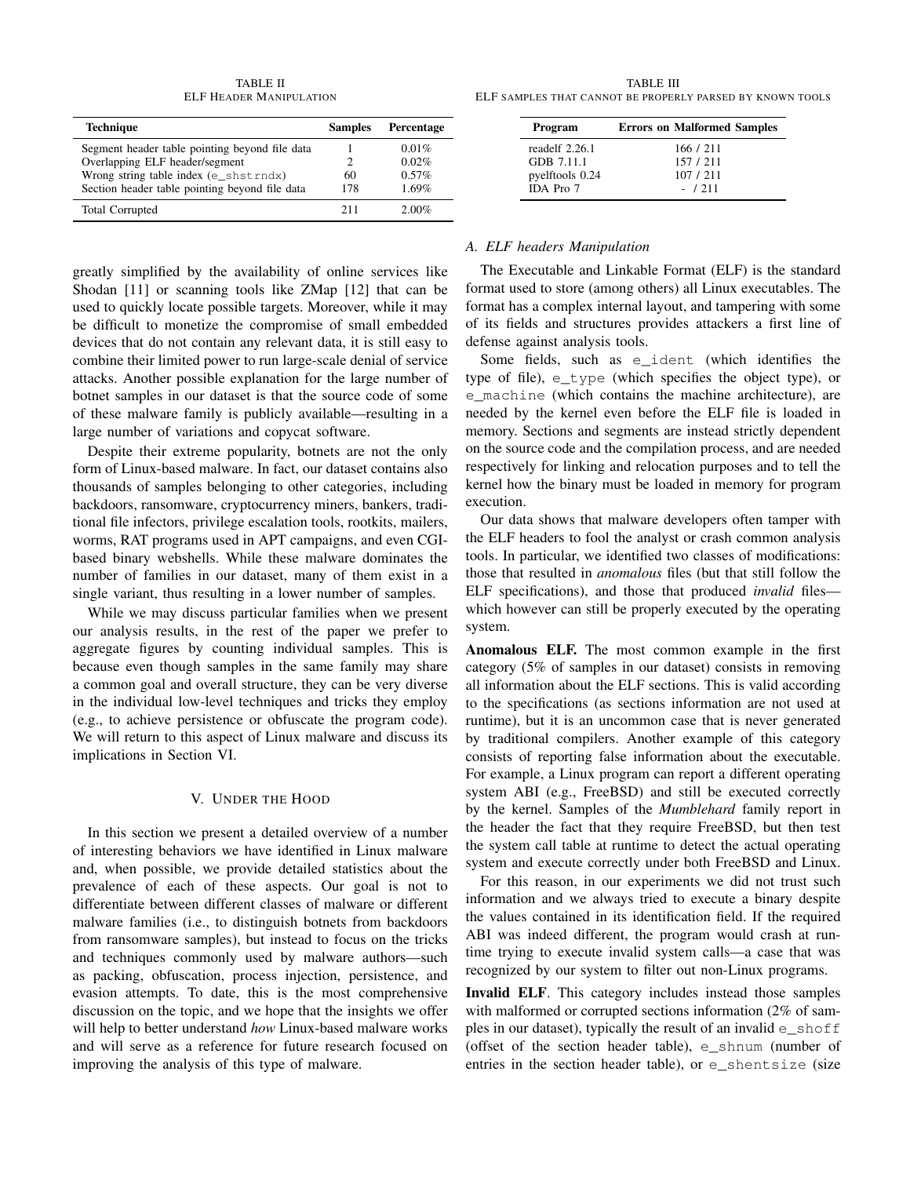TABLE II
ELF HEADER MANIPULATION

| Technique | Samples | Percentage |
|---|---|---|
| Segment header table pointing beyond file data | 1 | 0.01% |
| Overlapping ELF header/segment | 2 | 0.02% |
| Wrong string table index (e_shstrndx) | 60 | 0.57% |
| Section header table pointing beyond file data | 178 | 1.69% |
| Total Corrupted | 211 | 2.00% |

greatly simplified by the availability of online services like Shodan [11] or scanning tools like ZMap [12] that can be used to quickly locate possible targets. Moreover, while it may be difficult to monetize the compromise of small embedded devices that do not contain any relevant data, it is still easy to combine their limited power to run large-scale denial of service attacks. Another possible explanation for the large number of botnet samples in our dataset is that the source code of some of these malware family is publicly available—resulting in a large number of variations and copycat software.

Despite their extreme popularity, botnets are not the only form of Linux-based malware. In fact, our dataset contains also thousands of samples belonging to other categories, including backdoors, ransomware, cryptocurrency miners, bankers, traditional file infectors, privilege escalation tools, rootkits, mailers, worms, RAT programs used in APT campaigns, and even CGI-based binary webshells. While these malware dominates the number of families in our dataset, many of them exist in a single variant, thus resulting in a lower number of samples.

While we may discuss particular families when we present our analysis results, in the rest of the paper we prefer to aggregate figures by counting individual samples. This is because even though samples in the same family may share a common goal and overall structure, they can be very diverse in the individual low-level techniques and tricks they employ (e.g., to achieve persistence or obfuscate the program code). We will return to this aspect of Linux malware and discuss its implications in Section VI.

## V. UNDER THE HOOD

In this section we present a detailed overview of a number of interesting behaviors we have identified in Linux malware and, when possible, we provide detailed statistics about the prevalence of each of these aspects. Our goal is not to differentiate between different classes of malware or different malware families (i.e., to distinguish botnets from backdoors from ransomware samples), but instead to focus on the tricks and techniques commonly used by malware authors—such as packing, obfuscation, process injection, persistence, and evasion attempts. To date, this is the most comprehensive discussion on the topic, and we hope that the insights we offer will help to better understand *how* Linux-based malware works and will serve as a reference for future research focused on improving the analysis of this type of malware.

TABLE III
ELF SAMPLES THAT CANNOT BE PROPERLY PARSED BY KNOWN TOOLS

| Program | Errors on Malformed Samples |
|---|---|
| readelf 2.26.1 | 166 / 211 |
| GDB 7.11.1 | 157 / 211 |
| pyelftools 0.24 | 107 / 211 |
| IDA Pro 7 | - / 211 |

### A. ELF headers Manipulation

The Executable and Linkable Format (ELF) is the standard format used to store (among others) all Linux executables. The format has a complex internal layout, and tampering with some of its fields and structures provides attackers a first line of defense against analysis tools.

Some fields, such as e_ident (which identifies the type of file), e_type (which specifies the object type), or e_machine (which contains the machine architecture), are needed by the kernel even before the ELF file is loaded in memory. Sections and segments are instead strictly dependent on the source code and the compilation process, and are needed respectively for linking and relocation purposes and to tell the kernel how the binary must be loaded in memory for program execution.

Our data shows that malware developers often tamper with the ELF headers to fool the analyst or crash common analysis tools. In particular, we identified two classes of modifications: those that resulted in *anomalous* files (but that still follow the ELF specifications), and those that produced *invalid* files—which however can still be properly executed by the operating system.

**Anomalous ELF.** The most common example in the first category (5% of samples in our dataset) consists in removing all information about the ELF sections. This is valid according to the specifications (as sections information are not used at runtime), but it is an uncommon case that is never generated by traditional compilers. Another example of this category consists of reporting false information about the executable. For example, a Linux program can report a different operating system ABI (e.g., FreeBSD) and still be executed correctly by the kernel. Samples of the *Mumblehard* family report in the header the fact that they require FreeBSD, but then test the system call table at runtime to detect the actual operating system and execute correctly under both FreeBSD and Linux.

For this reason, in our experiments we did not trust such information and we always tried to execute a binary despite the values contained in its identification field. If the required ABI was indeed different, the program would crash at runtime trying to execute invalid system calls—a case that was recognized by our system to filter out non-Linux programs.

**Invalid ELF**. This category includes instead those samples with malformed or corrupted sections information (2% of samples in our dataset), typically the result of an invalid e_shoff (offset of the section header table), e_shnum (number of entries in the section header table), or e_shentsize (size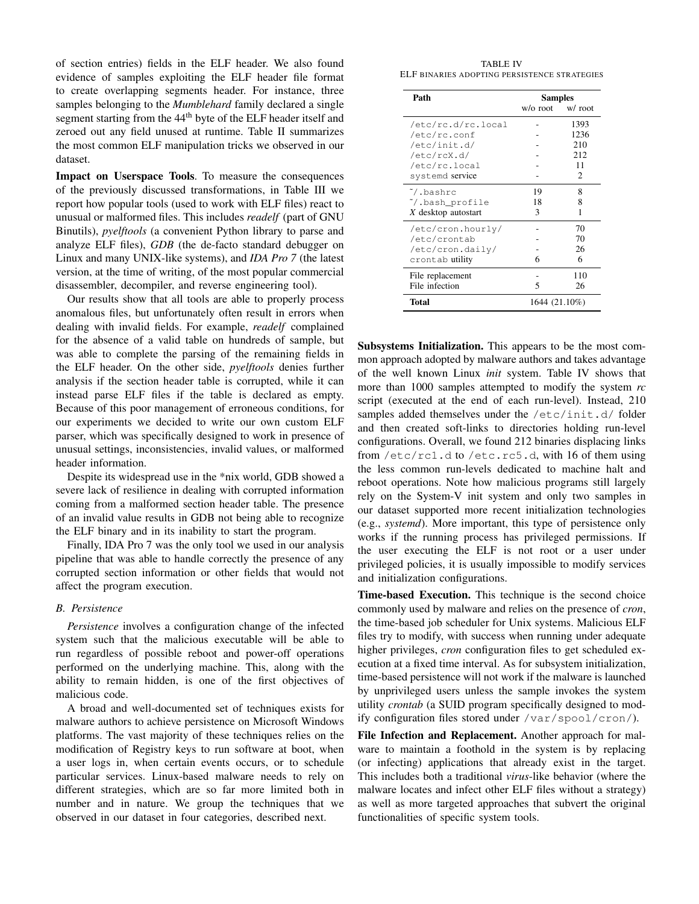of section entries) fields in the ELF header. We also found evidence of samples exploiting the ELF header file format to create overlapping segments header. For instance, three samples belonging to the *Mumblehard* family declared a single segment starting from the 44th byte of the ELF header itself and zeroed out any field unused at runtime. Table II summarizes the most common ELF manipulation tricks we observed in our dataset.

**Impact on Userspace Tools**. To measure the consequences of the previously discussed transformations, in Table III we report how popular tools (used to work with ELF files) react to unusual or malformed files. This includes *readelf* (part of GNU Binutils), *pyelftools* (a convenient Python library to parse and analyze ELF files), *GDB* (the de-facto standard debugger on Linux and many UNIX-like systems), and *IDA Pro 7* (the latest version, at the time of writing, of the most popular commercial disassembler, decompiler, and reverse engineering tool).

Our results show that all tools are able to properly process anomalous files, but unfortunately often result in errors when dealing with invalid fields. For example, *readelf* complained for the absence of a valid table on hundreds of sample, but was able to complete the parsing of the remaining fields in the ELF header. On the other side, *pyelftools* denies further analysis if the section header table is corrupted, while it can instead parse ELF files if the table is declared as empty. Because of this poor management of erroneous conditions, for our experiments we decided to write our own custom ELF parser, which was specifically designed to work in presence of unusual settings, inconsistencies, invalid values, or malformed header information.

Despite its widespread use in the *nix world, GDB showed a severe lack of resilience in dealing with corrupted information coming from a malformed section header table. The presence of an invalid value results in GDB not being able to recognize the ELF binary and in its inability to start the program.

Finally, IDA Pro 7 was the only tool we used in our analysis pipeline that was able to handle correctly the presence of any corrupted section information or other fields that would not affect the program execution.

### B. Persistence

*Persistence* involves a configuration change of the infected system such that the malicious executable will be able to run regardless of possible reboot and power-off operations performed on the underlying machine. This, along with the ability to remain hidden, is one of the first objectives of malicious code.

A broad and well-documented set of techniques exists for malware authors to achieve persistence on Microsoft Windows platforms. The vast majority of these techniques relies on the modification of Registry keys to run software at boot, when a user logs in, when certain events occurs, or to schedule particular services. Linux-based malware needs to rely on different strategies, which are so far more limited both in number and in nature. We group the techniques that we observed in our dataset in four categories, described next.

TABLE IV
ELF BINARIES ADOPTING PERSISTENCE STRATEGIES

| Path | Samples w/o root | Samples w/ root |
|---|---|---|
| /etc/rc.d/rc.local | - | 1393 |
| /etc/rc.conf | - | 1236 |
| /etc/init.d/ | - | 210 |
| /etc/rcX.d/ | - | 212 |
| /etc/rc.local | - | 11 |
| systemd service | - | 2 |
| ~/.bashrc | 19 | 8 |
| ~/.bash_profile | 18 | 8 |
| *X* desktop autostart | 3 | 1 |
| /etc/cron.hourly/ | - | 70 |
| /etc/crontab | - | 70 |
| /etc/cron.daily/ | - | 26 |
| crontab utility | 6 | 6 |
| File replacement | - | 110 |
| File infection | 5 | 26 |
| **Total** | 1644 (21.10%) | |

**Subsystems Initialization.** This appears to be the most common approach adopted by malware authors and takes advantage of the well known Linux *init* system. Table IV shows that more than 1000 samples attempted to modify the system *rc* script (executed at the end of each run-level). Instead, 210 samples added themselves under the /etc/init.d/ folder and then created soft-links to directories holding run-level configurations. Overall, we found 212 binaries displacing links from /etc/rc1.d to /etc.rc5.d, with 16 of them using the less common run-levels dedicated to machine halt and reboot operations. Note how malicious programs still largely rely on the System-V init system and only two samples in our dataset supported more recent initialization technologies (e.g., *systemd*). More important, this type of persistence only works if the running process has privileged permissions. If the user executing the ELF is not root or a user under privileged policies, it is usually impossible to modify services and initialization configurations.

**Time-based Execution.** This technique is the second choice commonly used by malware and relies on the presence of *cron*, the time-based job scheduler for Unix systems. Malicious ELF files try to modify, with success when running under adequate higher privileges, *cron* configuration files to get scheduled execution at a fixed time interval. As for subsystem initialization, time-based persistence will not work if the malware is launched by unprivileged users unless the sample invokes the system utility *crontab* (a SUID program specifically designed to modify configuration files stored under /var/spool/cron/).

**File Infection and Replacement.** Another approach for malware to maintain a foothold in the system is by replacing (or infecting) applications that already exist in the target. This includes both a traditional *virus*-like behavior (where the malware locates and infect other ELF files without a strategy) as well as more targeted approaches that subvert the original functionalities of specific system tools.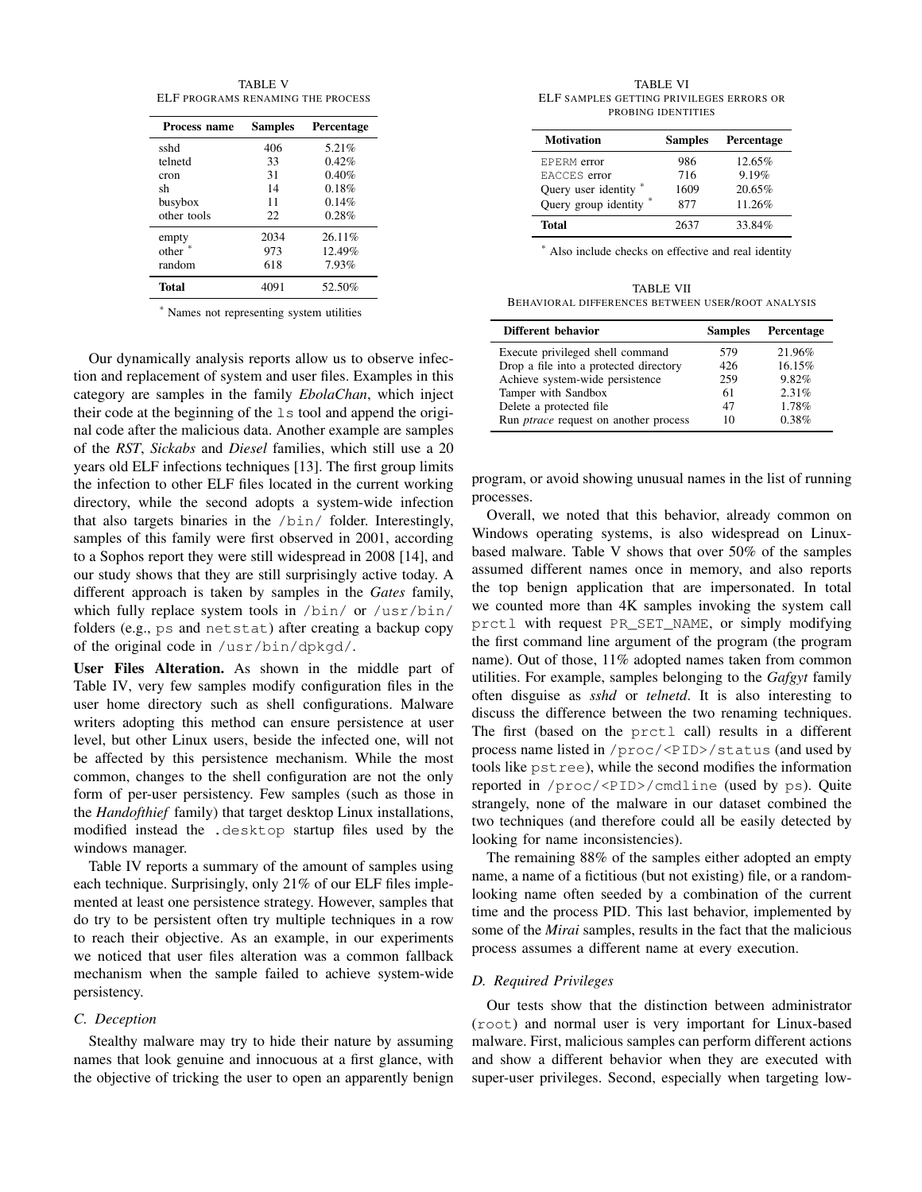TABLE V
ELF PROGRAMS RENAMING THE PROCESS

| Process name | Samples | Percentage |
|---|---|---|
| sshd | 406 | 5.21% |
| telnetd | 33 | 0.42% |
| cron | 31 | 0.40% |
| sh | 14 | 0.18% |
| busybox | 11 | 0.14% |
| other tools | 22 | 0.28% |
| empty | 2034 | 26.11% |
| other * | 973 | 12.49% |
| random | 618 | 7.93% |
| **Total** | 4091 | 52.50% |

* Names not representing system utilities

Our dynamically analysis reports allow us to observe infection and replacement of system and user files. Examples in this category are samples in the family *EbolaChan*, which inject their code at the beginning of the `ls` tool and append the original code after the malicious data. Another example are samples of the *RST*, *Sickabs* and *Diesel* families, which still use a 20 years old ELF infections techniques [13]. The first group limits the infection to other ELF files located in the current working directory, while the second adopts a system-wide infection that also targets binaries in the `/bin/` folder. Interestingly, samples of this family were first observed in 2001, according to a Sophos report they were still widespread in 2008 [14], and our study shows that they are still surprisingly active today. A different approach is taken by samples in the *Gates* family, which fully replace system tools in `/bin/` or `/usr/bin/` folders (e.g., `ps` and `netstat`) after creating a backup copy of the original code in `/usr/bin/dpkgd/`.

**User Files Alteration.** As shown in the middle part of Table IV, very few samples modify configuration files in the user home directory such as shell configurations. Malware writers adopting this method can ensure persistence at user level, but other Linux users, beside the infected one, will not be affected by this persistence mechanism. While the most common, changes to the shell configuration are not the only form of per-user persistency. Few samples (such as those in the *Handofthief* family) that target desktop Linux installations, modified instead the `.desktop` startup files used by the windows manager.

Table IV reports a summary of the amount of samples using each technique. Surprisingly, only 21% of our ELF files implemented at least one persistence strategy. However, samples that do try to be persistent often try multiple techniques in a row to reach their objective. As an example, in our experiments we noticed that user files alteration was a common fallback mechanism when the sample failed to achieve system-wide persistency.

### C. Deception

Stealthy malware may try to hide their nature by assuming names that look genuine and innocuous at a first glance, with the objective of tricking the user to open an apparently benign program, or avoid showing unusual names in the list of running processes.

TABLE VI
ELF SAMPLES GETTING PRIVILEGES ERRORS OR PROBING IDENTITIES

| Motivation | Samples | Percentage |
|---|---|---|
| EPERM error | 986 | 12.65% |
| EACCES error | 716 | 9.19% |
| Query user identity * | 1609 | 20.65% |
| Query group identity * | 877 | 11.26% |
| **Total** | 2637 | 33.84% |

* Also include checks on effective and real identity

TABLE VII
BEHAVIORAL DIFFERENCES BETWEEN USER/ROOT ANALYSIS

| Different behavior | Samples | Percentage |
|---|---|---|
| Execute privileged shell command | 579 | 21.96% |
| Drop a file into a protected directory | 426 | 16.15% |
| Achieve system-wide persistence | 259 | 9.82% |
| Tamper with Sandbox | 61 | 2.31% |
| Delete a protected file | 47 | 1.78% |
| Run *ptrace* request on another process | 10 | 0.38% |

Overall, we noted that this behavior, already common on Windows operating systems, is also widespread on Linux-based malware. Table V shows that over 50% of the samples assumed different names once in memory, and also reports the top benign application that are impersonated. In total we counted more than 4K samples invoking the system call `prctl` with request `PR_SET_NAME`, or simply modifying the first command line argument of the program (the program name). Out of those, 11% adopted names taken from common utilities. For example, samples belonging to the *Gafgyt* family often disguise as *sshd* or *telnetd*. It is also interesting to discuss the difference between the two renaming techniques. The first (based on the `prctl` call) results in a different process name listed in `/proc/<PID>/status` (and used by tools like `pstree`), while the second modifies the information reported in `/proc/<PID>/cmdline` (used by `ps`). Quite strangely, none of the malware in our dataset combined the two techniques (and therefore could all be easily detected by looking for name inconsistencies).

The remaining 88% of the samples either adopted an empty name, a name of a fictitious (but not existing) file, or a random-looking name often seeded by a combination of the current time and the process PID. This last behavior, implemented by some of the *Mirai* samples, results in the fact that the malicious process assumes a different name at every execution.

### D. Required Privileges

Our tests show that the distinction between administrator (`root`) and normal user is very important for Linux-based malware. First, malicious samples can perform different actions and show a different behavior when they are executed with super-user privileges. Second, especially when targeting low-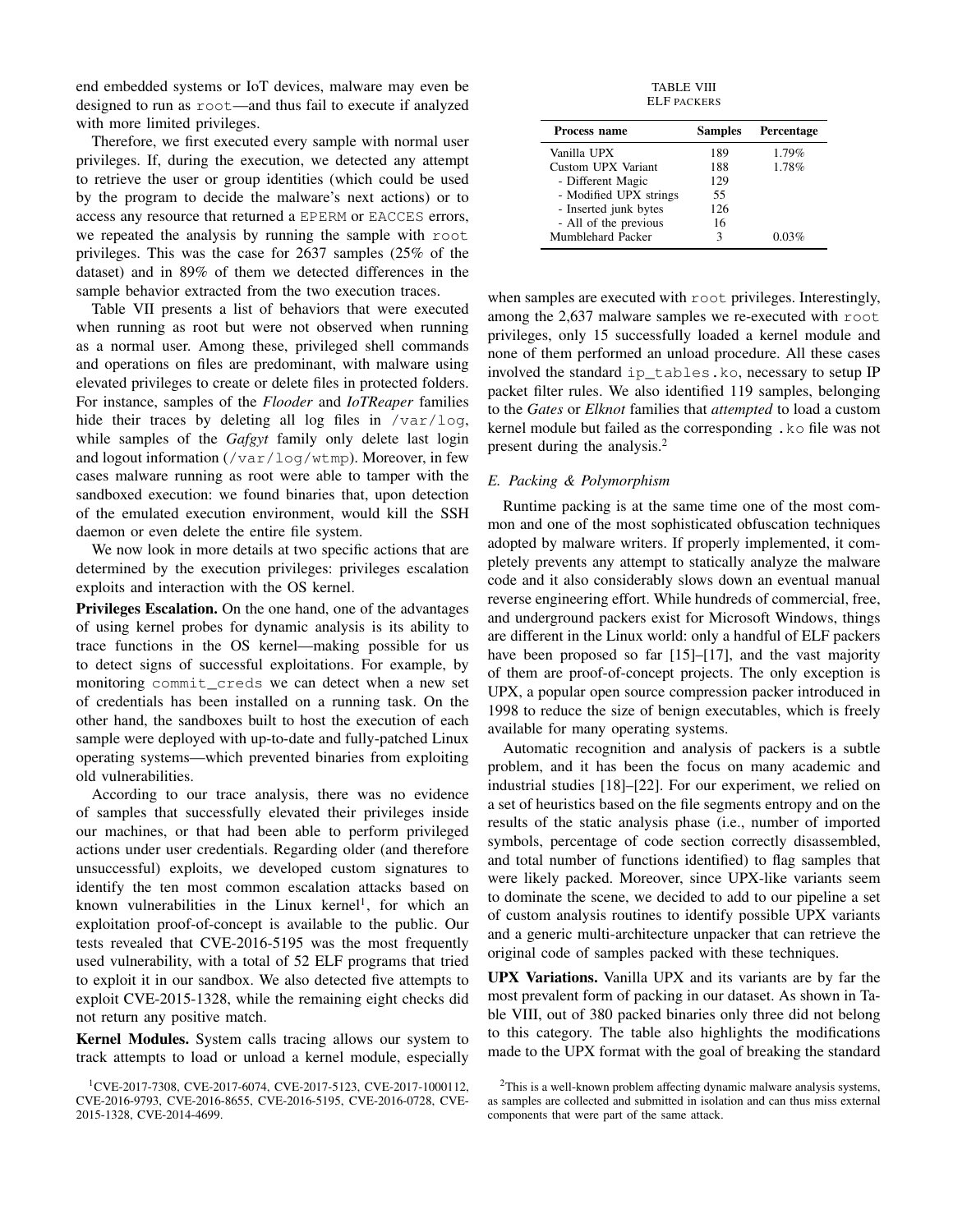end embedded systems or IoT devices, malware may even be designed to run as `root`—and thus fail to execute if analyzed with more limited privileges.

Therefore, we first executed every sample with normal user privileges. If, during the execution, we detected any attempt to retrieve the user or group identities (which could be used by the program to decide the malware's next actions) or to access any resource that returned a `EPERM` or `EACCES` errors, we repeated the analysis by running the sample with `root` privileges. This was the case for 2637 samples (25% of the dataset) and in 89% of them we detected differences in the sample behavior extracted from the two execution traces.

Table VII presents a list of behaviors that were executed when running as root but were not observed when running as a normal user. Among these, privileged shell commands and operations on files are predominant, with malware using elevated privileges to create or delete files in protected folders. For instance, samples of the *Flooder* and *IoTReaper* families hide their traces by deleting all log files in `/var/log`, while samples of the *Gafgyt* family only delete last login and logout information (`/var/log/wtmp`). Moreover, in few cases malware running as root were able to tamper with the sandboxed execution: we found binaries that, upon detection of the emulated execution environment, would kill the SSH daemon or even delete the entire file system.

We now look in more details at two specific actions that are determined by the execution privileges: privileges escalation exploits and interaction with the OS kernel.

**Privileges Escalation.** On the one hand, one of the advantages of using kernel probes for dynamic analysis is its ability to trace functions in the OS kernel—making possible for us to detect signs of successful exploitations. For example, by monitoring `commit_creds` we can detect when a new set of credentials has been installed on a running task. On the other hand, the sandboxes built to host the execution of each sample were deployed with up-to-date and fully-patched Linux operating systems—which prevented binaries from exploiting old vulnerabilities.

According to our trace analysis, there was no evidence of samples that successfully elevated their privileges inside our machines, or that had been able to perform privileged actions under user credentials. Regarding older (and therefore unsuccessful) exploits, we developed custom signatures to identify the ten most common escalation attacks based on known vulnerabilities in the Linux kernel[1], for which an exploitation proof-of-concept is available to the public. Our tests revealed that CVE-2016-5195 was the most frequently used vulnerability, with a total of 52 ELF programs that tried to exploit it in our sandbox. We also detected five attempts to exploit CVE-2015-1328, while the remaining eight checks did not return any positive match.

**Kernel Modules.** System calls tracing allows our system to track attempts to load or unload a kernel module, especially when samples are executed with `root` privileges. Interestingly, among the 2,637 malware samples we re-executed with `root` privileges, only 15 successfully loaded a kernel module and none of them performed an unload procedure. All these cases involved the standard `ip_tables.ko`, necessary to setup IP packet filter rules. We also identified 119 samples, belonging to the *Gates* or *Elknot* families that *attempted* to load a custom kernel module but failed as the corresponding `.ko` file was not present during the analysis.[2]

[1] CVE-2017-7308, CVE-2017-6074, CVE-2017-5123, CVE-2017-1000112, CVE-2016-9793, CVE-2016-8655, CVE-2016-5195, CVE-2016-0728, CVE-2015-1328, CVE-2014-4699.

[2] This is a well-known problem affecting dynamic malware analysis systems, as samples are collected and submitted in isolation and can thus miss external components that were part of the same attack.

TABLE VIII
ELF PACKERS

| Process name | Samples | Percentage |
|---|---|---|
| Vanilla UPX | 189 | 1.79% |
| Custom UPX Variant | 188 | 1.78% |
| - Different Magic | 129 | |
| - Modified UPX strings | 55 | |
| - Inserted junk bytes | 126 | |
| - All of the previous | 16 | |
| Mumblehard Packer | 3 | 0.03% |

### E. Packing & Polymorphism

Runtime packing is at the same time one of the most common and one of the most sophisticated obfuscation techniques adopted by malware writers. If properly implemented, it completely prevents any attempt to statically analyze the malware code and it also considerably slows down an eventual manual reverse engineering effort. While hundreds of commercial, free, and underground packers exist for Microsoft Windows, things are different in the Linux world: only a handful of ELF packers have been proposed so far [15]–[17], and the vast majority of them are proof-of-concept projects. The only exception is UPX, a popular open source compression packer introduced in 1998 to reduce the size of benign executables, which is freely available for many operating systems.

Automatic recognition and analysis of packers is a subtle problem, and it has been the focus on many academic and industrial studies [18]–[22]. For our experiment, we relied on a set of heuristics based on the file segments entropy and on the results of the static analysis phase (i.e., number of imported symbols, percentage of code section correctly disassembled, and total number of functions identified) to flag samples that were likely packed. Moreover, since UPX-like variants seem to dominate the scene, we decided to add to our pipeline a set of custom analysis routines to identify possible UPX variants and a generic multi-architecture unpacker that can retrieve the original code of samples packed with these techniques.

**UPX Variations.** Vanilla UPX and its variants are by far the most prevalent form of packing in our dataset. As shown in Table VIII, out of 380 packed binaries only three did not belong to this category. The table also highlights the modifications made to the UPX format with the goal of breaking the standard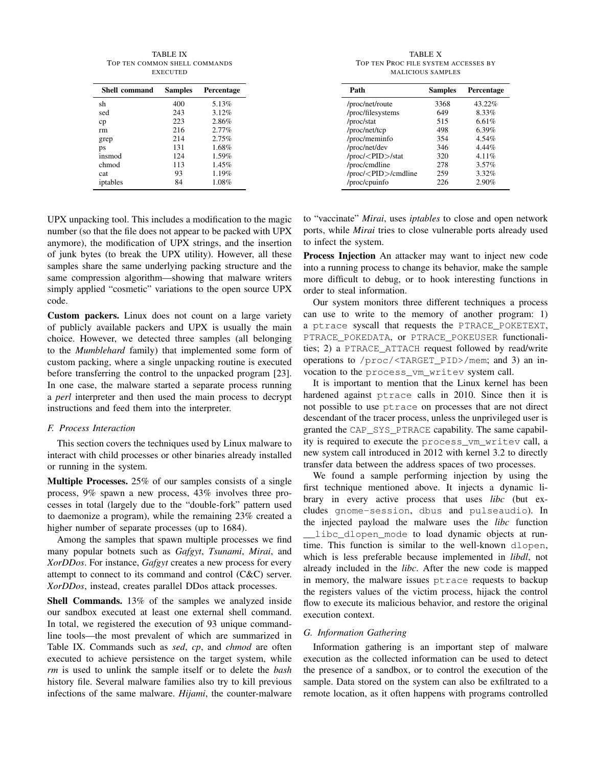TABLE IX
TOP TEN COMMON SHELL COMMANDS EXECUTED

| Shell command | Samples | Percentage |
|---|---|---|
| sh | 400 | 5.13% |
| sed | 243 | 3.12% |
| cp | 223 | 2.86% |
| rm | 216 | 2.77% |
| grep | 214 | 2.75% |
| ps | 131 | 1.68% |
| insmod | 124 | 1.59% |
| chmod | 113 | 1.45% |
| cat | 93 | 1.19% |
| iptables | 84 | 1.08% |

TABLE X
TOP TEN PROC FILE SYSTEM ACCESSES BY MALICIOUS SAMPLES

| Path | Samples | Percentage |
|---|---|---|
| /proc/net/route | 3368 | 43.22% |
| /proc/filesystems | 649 | 8.33% |
| /proc/stat | 515 | 6.61% |
| /proc/net/tcp | 498 | 6.39% |
| /proc/meminfo | 354 | 4.54% |
| /proc/net/dev | 346 | 4.44% |
| /proc/<PID>/stat | 320 | 4.11% |
| /proc/cmdline | 278 | 3.57% |
| /proc/<PID>/cmdline | 259 | 3.32% |
| /proc/cpuinfo | 226 | 2.90% |

UPX unpacking tool. This includes a modification to the magic number (so that the file does not appear to be packed with UPX anymore), the modification of UPX strings, and the insertion of junk bytes (to break the UPX utility). However, all these samples share the same underlying packing structure and the same compression algorithm—showing that malware writers simply applied "cosmetic" variations to the open source UPX code.

**Custom packers.** Linux does not count on a large variety of publicly available packers and UPX is usually the main choice. However, we detected three samples (all belonging to the *Mumblehard* family) that implemented some form of custom packing, where a single unpacking routine is executed before transferring the control to the unpacked program [23]. In one case, the malware started a separate process running a *perl* interpreter and then used the main process to decrypt instructions and feed them into the interpreter.

### F. Process Interaction

This section covers the techniques used by Linux malware to interact with child processes or other binaries already installed or running in the system.

**Multiple Processes.** 25% of our samples consists of a single process, 9% spawn a new process, 43% involves three processes in total (largely due to the "double-fork" pattern used to daemonize a program), while the remaining 23% created a higher number of separate processes (up to 1684).

Among the samples that spawn multiple processes we find many popular botnets such as *Gafgyt*, *Tsunami*, *Mirai*, and *XorDDos*. For instance, *Gafgyt* creates a new process for every attempt to connect to its command and control (C&C) server. *XorDDos*, instead, creates parallel DDos attack processes.

**Shell Commands.** 13% of the samples we analyzed inside our sandbox executed at least one external shell command. In total, we registered the execution of 93 unique command-line tools—the most prevalent of which are summarized in Table IX. Commands such as *sed*, *cp*, and *chmod* are often executed to achieve persistence on the target system, while *rm* is used to unlink the sample itself or to delete the *bash* history file. Several malware families also try to kill previous infections of the same malware. *Hijami*, the counter-malware to "vaccinate" *Mirai*, uses *iptables* to close and open network ports, while *Mirai* tries to close vulnerable ports already used to infect the system.

**Process Injection** An attacker may want to inject new code into a running process to change its behavior, make the sample more difficult to debug, or to hook interesting functions in order to steal information.

Our system monitors three different techniques a process can use to write to the memory of another program: 1) a `ptrace` syscall that requests the `PTRACE_POKETEXT`, `PTRACE_POKEDATA`, or `PTRACE_POKEUSER` functionalities; 2) a `PTRACE_ATTACH` request followed by read/write operations to `/proc/<TARGET_PID>/mem`; and 3) an invocation to the `process_vm_writev` system call.

It is important to mention that the Linux kernel has been hardened against `ptrace` calls in 2010. Since then it is not possible to use `ptrace` on processes that are not direct descendant of the tracer process, unless the unprivileged user is granted the `CAP_SYS_PTRACE` capability. The same capability is required to execute the `process_vm_writev` call, a new system call introduced in 2012 with kernel 3.2 to directly transfer data between the address spaces of two processes.

We found a sample performing injection by using the first technique mentioned above. It injects a dynamic library in every active process that uses *libc* (but excludes `gnome-session`, `dbus` and `pulseaudio`). In the injected payload the malware uses the *libc* function `__libc_dlopen_mode` to load dynamic objects at runtime. This function is similar to the well-known `dlopen`, which is less preferable because implemented in *libdl*, not already included in the *libc*. After the new code is mapped in memory, the malware issues `ptrace` requests to backup the registers values of the victim process, hijack the control flow to execute its malicious behavior, and restore the original execution context.

### G. Information Gathering

Information gathering is an important step of malware execution as the collected information can be used to detect the presence of a sandbox, or to control the execution of the sample. Data stored on the system can also be exfiltrated to a remote location, as it often happens with programs controlled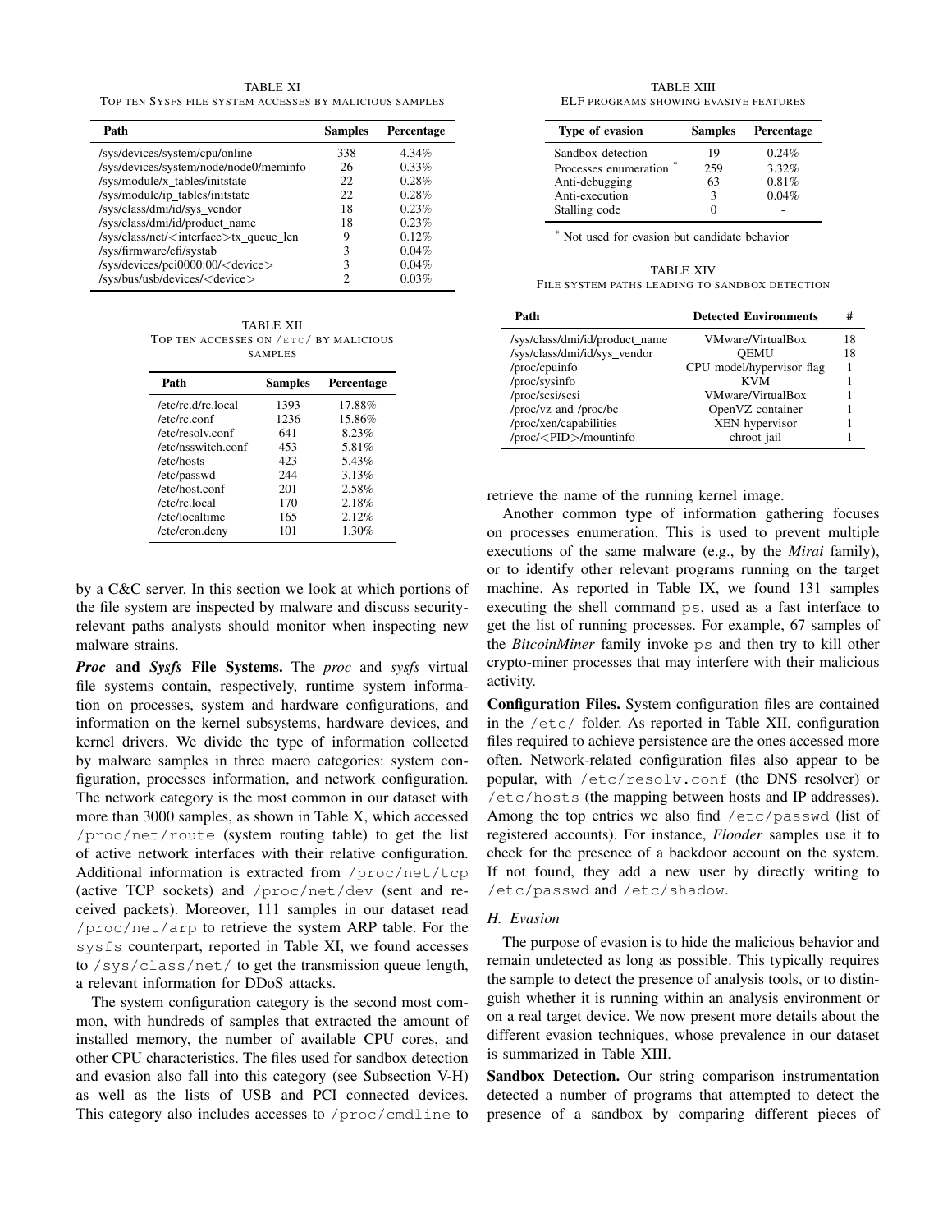TABLE XI
TOP TEN SYSFS FILE SYSTEM ACCESSES BY MALICIOUS SAMPLES

| Path | Samples | Percentage |
|---|---|---|
| /sys/devices/system/cpu/online | 338 | 4.34% |
| /sys/devices/system/node/node0/meminfo | 26 | 0.33% |
| /sys/module/x_tables/initstate | 22 | 0.28% |
| /sys/module/ip_tables/initstate | 22 | 0.28% |
| /sys/class/dmi/id/sys_vendor | 18 | 0.23% |
| /sys/class/dmi/id/product_name | 18 | 0.23% |
| /sys/class/net/<interface>tx_queue_len | 9 | 0.12% |
| /sys/firmware/efi/systab | 3 | 0.04% |
| /sys/devices/pci0000:00/<device> | 3 | 0.04% |
| /sys/bus/usb/devices/<device> | 2 | 0.03% |

TABLE XII
TOP TEN ACCESSES ON /ETC/ BY MALICIOUS SAMPLES

| Path | Samples | Percentage |
|---|---|---|
| /etc/rc.d/rc.local | 1393 | 17.88% |
| /etc/rc.conf | 1236 | 15.86% |
| /etc/resolv.conf | 641 | 8.23% |
| /etc/nsswitch.conf | 453 | 5.81% |
| /etc/hosts | 423 | 5.43% |
| /etc/passwd | 244 | 3.13% |
| /etc/host.conf | 201 | 2.58% |
| /etc/rc.local | 170 | 2.18% |
| /etc/localtime | 165 | 2.12% |
| /etc/cron.deny | 101 | 1.30% |

by a C&C server. In this section we look at which portions of the file system are inspected by malware and discuss security-relevant paths analysts should monitor when inspecting new malware strains.

***Proc* and *Sysfs* File Systems.** The *proc* and *sysfs* virtual file systems contain, respectively, runtime system information on processes, system and hardware configurations, and information on the kernel subsystems, hardware devices, and kernel drivers. We divide the type of information collected by malware samples in three macro categories: system configuration, processes information, and network configuration. The network category is the most common in our dataset with more than 3000 samples, as shown in Table X, which accessed `/proc/net/route` (system routing table) to get the list of active network interfaces with their relative configuration. Additional information is extracted from `/proc/net/tcp` (active TCP sockets) and `/proc/net/dev` (sent and received packets). Moreover, 111 samples in our dataset read `/proc/net/arp` to retrieve the system ARP table. For the `sysfs` counterpart, reported in Table XI, we found accesses to `/sys/class/net/` to get the transmission queue length, a relevant information for DDoS attacks.

The system configuration category is the second most common, with hundreds of samples that extracted the amount of installed memory, the number of available CPU cores, and other CPU characteristics. The files used for sandbox detection and evasion also fall into this category (see Subsection V-H) as well as the lists of USB and PCI connected devices. This category also includes accesses to `/proc/cmdline` to retrieve the name of the running kernel image.

Another common type of information gathering focuses on processes enumeration. This is used to prevent multiple executions of the same malware (e.g., by the *Mirai* family), or to identify other relevant programs running on the target machine. As reported in Table IX, we found 131 samples executing the shell command `ps`, used as a fast interface to get the list of running processes. For example, 67 samples of the *BitcoinMiner* family invoke `ps` and then try to kill other crypto-miner processes that may interfere with their malicious activity.

**Configuration Files.** System configuration files are contained in the `/etc/` folder. As reported in Table XII, configuration files required to achieve persistence are the ones accessed more often. Network-related configuration files also appear to be popular, with `/etc/resolv.conf` (the DNS resolver) or `/etc/hosts` (the mapping between hosts and IP addresses). Among the top entries we also find `/etc/passwd` (list of registered accounts). For instance, *Flooder* samples use it to check for the presence of a backdoor account on the system. If not found, they add a new user by directly writing to `/etc/passwd` and `/etc/shadow`.

TABLE XIII
ELF PROGRAMS SHOWING EVASIVE FEATURES

| Type of evasion | Samples | Percentage |
|---|---|---|
| Sandbox detection | 19 | 0.24% |
| Processes enumeration * | 259 | 3.32% |
| Anti-debugging | 63 | 0.81% |
| Anti-execution | 3 | 0.04% |
| Stalling code | 0 | - |

* Not used for evasion but candidate behavior

TABLE XIV
FILE SYSTEM PATHS LEADING TO SANDBOX DETECTION

| Path | Detected Environments | # |
|---|---|---|
| /sys/class/dmi/id/product_name | VMware/VirtualBox | 18 |
| /sys/class/dmi/id/sys_vendor | QEMU | 18 |
| /proc/cpuinfo | CPU model/hypervisor flag | 1 |
| /proc/sysinfo | KVM | 1 |
| /proc/scsi/scsi | VMware/VirtualBox | 1 |
| /proc/vz and /proc/bc | OpenVZ container | 1 |
| /proc/xen/capabilities | XEN hypervisor | 1 |
| /proc/<PID>/mountinfo | chroot jail | 1 |

### H. Evasion

The purpose of evasion is to hide the malicious behavior and remain undetected as long as possible. This typically requires the sample to detect the presence of analysis tools, or to distinguish whether it is running within an analysis environment or on a real target device. We now present more details about the different evasion techniques, whose prevalence in our dataset is summarized in Table XIII.

**Sandbox Detection.** Our string comparison instrumentation detected a number of programs that attempted to detect the presence of a sandbox by comparing different pieces of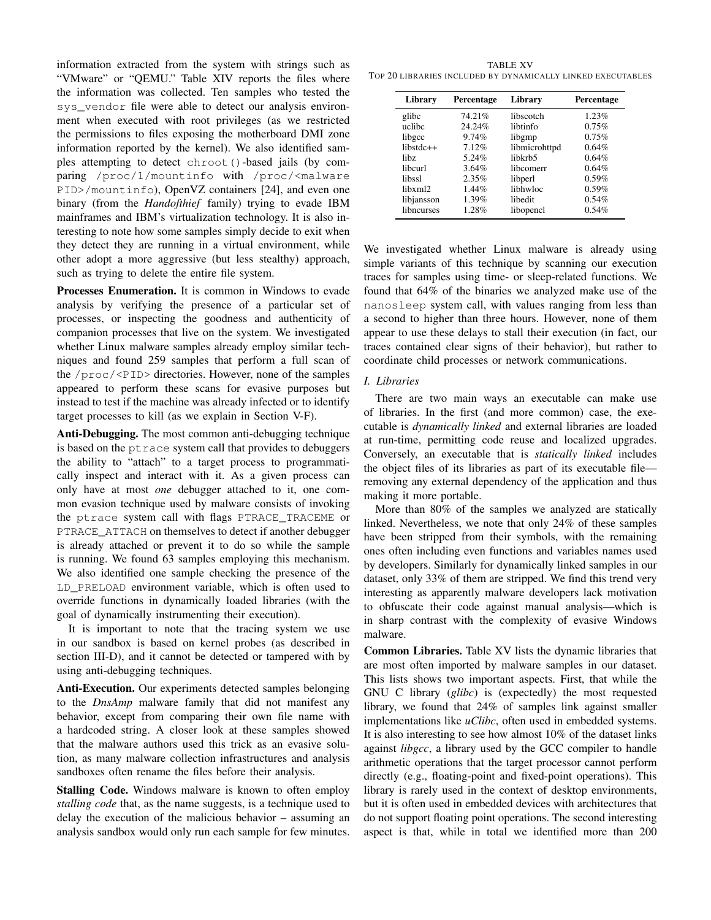information extracted from the system with strings such as "VMware" or "QEMU." Table XIV reports the files where the information was collected. Ten samples who tested the `sys_vendor` file were able to detect our analysis environment when executed with root privileges (as we restricted the permissions to files exposing the motherboard DMI zone information reported by the kernel). We also identified samples attempting to detect `chroot()`-based jails (by comparing `/proc/1/mountinfo` with `/proc/<malware PID>/mountinfo`), OpenVZ containers [24], and even one binary (from the *Handofthief* family) trying to evade IBM mainframes and IBM's virtualization technology. It is also interesting to note how some samples simply decide to exit when they detect they are running in a virtual environment, while other adopt a more aggressive (but less stealthy) approach, such as trying to delete the entire file system.

**Processes Enumeration.** It is common in Windows to evade analysis by verifying the presence of a particular set of processes, or inspecting the goodness and authenticity of companion processes that live on the system. We investigated whether Linux malware samples already employ similar techniques and found 259 samples that perform a full scan of the `/proc/<PID>` directories. However, none of the samples appeared to perform these scans for evasive purposes but instead to test if the machine was already infected or to identify target processes to kill (as we explain in Section V-F).

**Anti-Debugging.** The most common anti-debugging technique is based on the `ptrace` system call that provides to debuggers the ability to "attach" to a target process to programmatically inspect and interact with it. As a given process can only have at most *one* debugger attached to it, one common evasion technique used by malware consists of invoking the `ptrace` system call with flags `PTRACE_TRACEME` or `PTRACE_ATTACH` on themselves to detect if another debugger is already attached or prevent it to do so while the sample is running. We found 63 samples employing this mechanism. We also identified one sample checking the presence of the `LD_PRELOAD` environment variable, which is often used to override functions in dynamically loaded libraries (with the goal of dynamically instrumenting their execution).

It is important to note that the tracing system we use in our sandbox is based on kernel probes (as described in section III-D), and it cannot be detected or tampered with by using anti-debugging techniques.

**Anti-Execution.** Our experiments detected samples belonging to the *DnsAmp* malware family that did not manifest any behavior, except from comparing their own file name with a hardcoded string. A closer look at these samples showed that the malware authors used this trick as an evasive solution, as many malware collection infrastructures and analysis sandboxes often rename the files before their analysis.

**Stalling Code.** Windows malware is known to often employ *stalling code* that, as the name suggests, is a technique used to delay the execution of the malicious behavior – assuming an analysis sandbox would only run each sample for few minutes. We investigated whether Linux malware is already using simple variants of this technique by scanning our execution traces for samples using time- or sleep-related functions. We found that 64% of the binaries we analyzed make use of the `nanosleep` system call, with values ranging from less than a second to higher than three hours. However, none of them appear to use these delays to stall their execution (in fact, our traces contained clear signs of their behavior), but rather to coordinate child processes or network communications.

TABLE XV
TOP 20 LIBRARIES INCLUDED BY DYNAMICALLY LINKED EXECUTABLES

| Library | Percentage | Library | Percentage |
|---|---|---|---|
| glibc | 74.21% | libscotch | 1.23% |
| uclibc | 24.24% | libtinfo | 0.75% |
| libgcc | 9.74% | libgmp | 0.75% |
| libstdc++ | 7.12% | libmicrohttpd | 0.64% |
| libz | 5.24% | libkrb5 | 0.64% |
| libcurl | 3.64% | libcomerr | 0.64% |
| libssl | 2.35% | libperl | 0.59% |
| libxml2 | 1.44% | libhwloc | 0.59% |
| libjansson | 1.39% | libedit | 0.54% |
| libncurses | 1.28% | libopencl | 0.54% |

### I. Libraries

There are two main ways an executable can make use of libraries. In the first (and more common) case, the executable is *dynamically linked* and external libraries are loaded at run-time, permitting code reuse and localized upgrades. Conversely, an executable that is *statically linked* includes the object files of its libraries as part of its executable file—removing any external dependency of the application and thus making it more portable.

More than 80% of the samples we analyzed are statically linked. Nevertheless, we note that only 24% of these samples have been stripped from their symbols, with the remaining ones often including even functions and variables names used by developers. Similarly for dynamically linked samples in our dataset, only 33% of them are stripped. We find this trend very interesting as apparently malware developers lack motivation to obfuscate their code against manual analysis—which is in sharp contrast with the complexity of evasive Windows malware.

**Common Libraries.** Table XV lists the dynamic libraries that are most often imported by malware samples in our dataset. This lists shows two important aspects. First, that while the GNU C library (*glibc*) is (expectedly) the most requested library, we found that 24% of samples link against smaller implementations like *uClibc*, often used in embedded systems. It is also interesting to see how almost 10% of the dataset links against *libgcc*, a library used by the GCC compiler to handle arithmetic operations that the target processor cannot perform directly (e.g., floating-point and fixed-point operations). This library is rarely used in the context of desktop environments, but it is often used in embedded devices with architectures that do not support floating point operations. The second interesting aspect is that, while in total we identified more than 200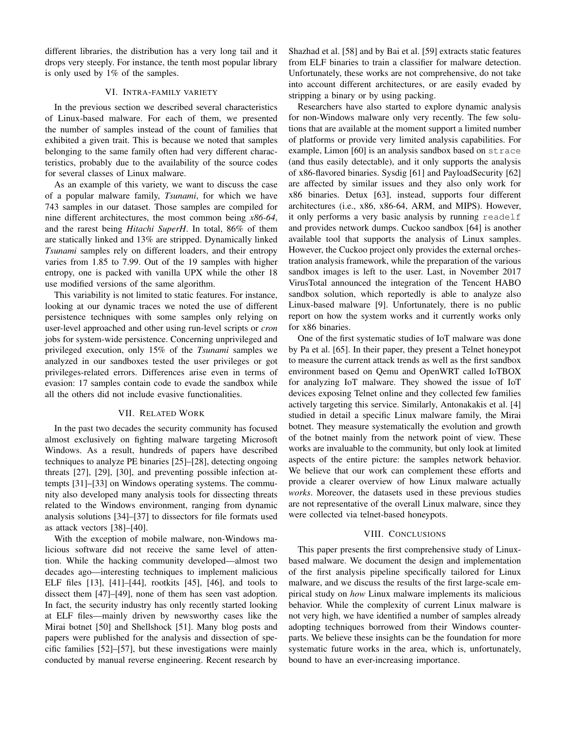different libraries, the distribution has a very long tail and it drops very steeply. For instance, the tenth most popular library is only used by 1% of the samples.

## VI. Intra-family variety

In the previous section we described several characteristics of Linux-based malware. For each of them, we presented the number of samples instead of the count of families that exhibited a given trait. This is because we noted that samples belonging to the same family often had very different characteristics, probably due to the availability of the source codes for several classes of Linux malware.

As an example of this variety, we want to discuss the case of a popular malware family, *Tsunami*, for which we have 743 samples in our dataset. Those samples are compiled for nine different architectures, the most common being *x86-64*, and the rarest being *Hitachi SuperH*. In total, 86% of them are statically linked and 13% are stripped. Dynamically linked *Tsunami* samples rely on different loaders, and their entropy varies from 1.85 to 7.99. Out of the 19 samples with higher entropy, one is packed with vanilla UPX while the other 18 use modified versions of the same algorithm.

This variability is not limited to static features. For instance, looking at our dynamic traces we noted the use of different persistence techniques with some samples only relying on user-level approached and other using run-level scripts or *cron* jobs for system-wide persistence. Concerning unprivileged and privileged execution, only 15% of the *Tsunami* samples we analyzed in our sandboxes tested the user privileges or got privileges-related errors. Differences arise even in terms of evasion: 17 samples contain code to evade the sandbox while all the others did not include evasive functionalities.

## VII. Related Work

In the past two decades the security community has focused almost exclusively on fighting malware targeting Microsoft Windows. As a result, hundreds of papers have described techniques to analyze PE binaries [25]–[28], detecting ongoing threats [27], [29], [30], and preventing possible infection attempts [31]–[33] on Windows operating systems. The community also developed many analysis tools for dissecting threats related to the Windows environment, ranging from dynamic analysis solutions [34]–[37] to dissectors for file formats used as attack vectors [38]–[40].

With the exception of mobile malware, non-Windows malicious software did not receive the same level of attention. While the hacking community developed—almost two decades ago—interesting techniques to implement malicious ELF files [13], [41]–[44], rootkits [45], [46], and tools to dissect them [47]–[49], none of them has seen vast adoption. In fact, the security industry has only recently started looking at ELF files—mainly driven by newsworthy cases like the Mirai botnet [50] and Shellshock [51]. Many blog posts and papers were published for the analysis and dissection of specific families [52]–[57], but these investigations were mainly conducted by manual reverse engineering. Recent research by Shazhad et al. [58] and by Bai et al. [59] extracts static features from ELF binaries to train a classifier for malware detection. Unfortunately, these works are not comprehensive, do not take into account different architectures, or are easily evaded by stripping a binary or by using packing.

Researchers have also started to explore dynamic analysis for non-Windows malware only very recently. The few solutions that are available at the moment support a limited number of platforms or provide very limited analysis capabilities. For example, Limon [60] is an analysis sandbox based on `strace` (and thus easily detectable), and it only supports the analysis of x86-flavored binaries. Sysdig [61] and PayloadSecurity [62] are affected by similar issues and they also only work for x86 binaries. Detux [63], instead, supports four different architectures (i.e., x86, x86-64, ARM, and MIPS). However, it only performs a very basic analysis by running `readelf` and provides network dumps. Cuckoo sandbox [64] is another available tool that supports the analysis of Linux samples. However, the Cuckoo project only provides the external orchestration analysis framework, while the preparation of the various sandbox images is left to the user. Last, in November 2017 VirusTotal announced the integration of the Tencent HABO sandbox solution, which reportedly is able to analyze also Linux-based malware [9]. Unfortunately, there is no public report on how the system works and it currently works only for x86 binaries.

One of the first systematic studies of IoT malware was done by Pa et al. [65]. In their paper, they present a Telnet honeypot to measure the current attack trends as well as the first sandbox environment based on Qemu and OpenWRT called IoTBOX for analyzing IoT malware. They showed the issue of IoT devices exposing Telnet online and they collected few families actively targeting this service. Similarly, Antonakakis et al. [4] studied in detail a specific Linux malware family, the Mirai botnet. They measure systematically the evolution and growth of the botnet mainly from the network point of view. These works are invaluable to the community, but only look at limited aspects of the entire picture: the samples network behavior. We believe that our work can complement these efforts and provide a clearer overview of how Linux malware actually *works*. Moreover, the datasets used in these previous studies are not representative of the overall Linux malware, since they were collected via telnet-based honeypots.

## VIII. Conclusions

This paper presents the first comprehensive study of Linux-based malware. We document the design and implementation of the first analysis pipeline specifically tailored for Linux malware, and we discuss the results of the first large-scale empirical study on *how* Linux malware implements its malicious behavior. While the complexity of current Linux malware is not very high, we have identified a number of samples already adopting techniques borrowed from their Windows counterparts. We believe these insights can be the foundation for more systematic future works in the area, which is, unfortunately, bound to have an ever-increasing importance.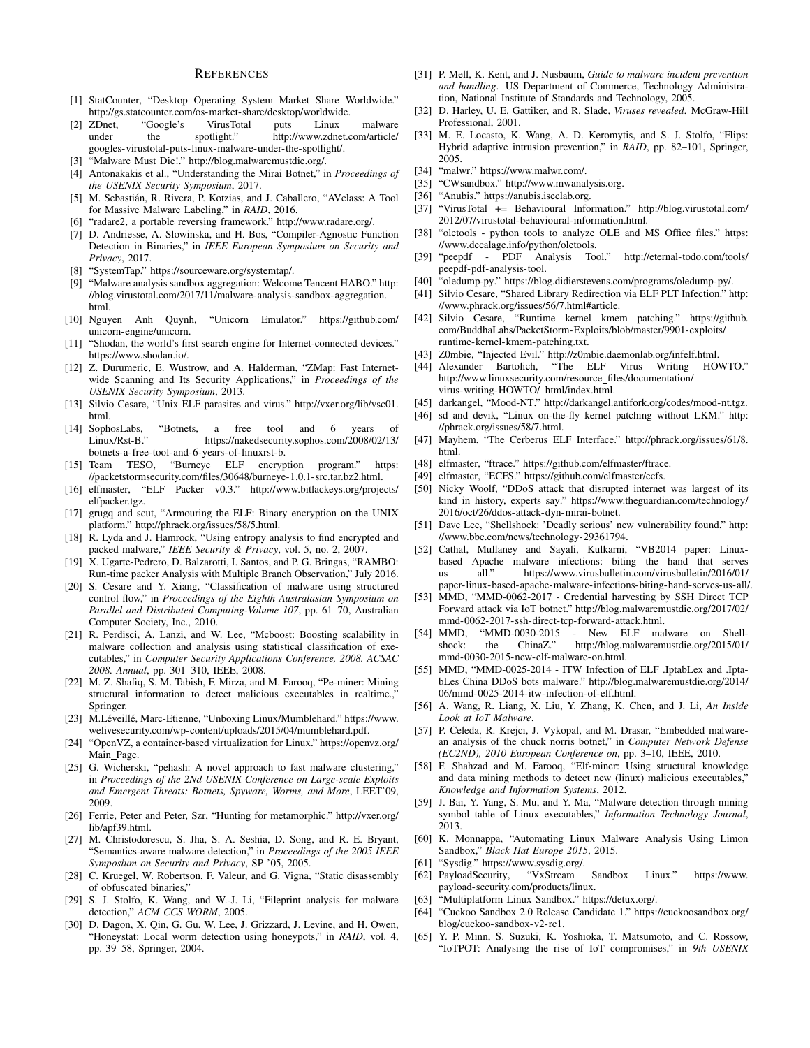## References

[1] StatCounter, "Desktop Operating System Market Share Worldwide." http://gs.statcounter.com/os-market-share/desktop/worldwide.

[2] ZDnet, "Google's VirusTotal puts Linux malware under the spotlight." http://www.zdnet.com/article/googles-virustotal-puts-linux-malware-under-the-spotlight/.

[3] "Malware Must Die!." http://blog.malwaremustdie.org/.

[4] Antonakakis et al., "Understanding the Mirai Botnet," in *Proceedings of the USENIX Security Symposium*, 2017.

[5] M. Sebastián, R. Rivera, P. Kotzias, and J. Caballero, "AVclass: A Tool for Massive Malware Labeling," in *RAID*, 2016.

[6] "radare2, a portable reversing framework." http://www.radare.org/.

[7] D. Andriesse, A. Slowinska, and H. Bos, "Compiler-Agnostic Function Detection in Binaries," in *IEEE European Symposium on Security and Privacy*, 2017.

[8] "SystemTap." https://sourceware.org/systemtap/.

[9] "Malware analysis sandbox aggregation: Welcome Tencent HABO." http://blog.virustotal.com/2017/11/malware-analysis-sandbox-aggregation.html.

[10] Nguyen Anh Quynh, "Unicorn Emulator." https://github.com/unicorn-engine/unicorn.

[11] "Shodan, the world's first search engine for Internet-connected devices." https://www.shodan.io/.

[12] Z. Durumeric, E. Wustrow, and A. Halderman, "ZMap: Fast Internet-wide Scanning and Its Security Applications," in *Proceedings of the USENIX Security Symposium*, 2013.

[13] Silvio Cesare, "Unix ELF parasites and virus." http://vxer.org/lib/vsc01.html.

[14] SophosLabs, "Botnets, a free tool and 6 years of Linux/Rst-B." https://nakedsecurity.sophos.com/2008/02/13/botnets-a-free-tool-and-6-years-of-linuxrst-b.

[15] Team TESO, "Burneye ELF encryption program." https://packetstormsecurity.com/files/30648/burneye-1.0.1-src.tar.bz2.html.

[16] elfmaster, "ELF Packer v0.3." http://www.bitlackeys.org/projects/elfpacker.tgz.

[17] grugq and scut, "Armouring the ELF: Binary encryption on the UNIX platform." http://phrack.org/issues/58/5.html.

[18] R. Lyda and J. Hamrock, "Using entropy analysis to find encrypted and packed malware," *IEEE Security & Privacy*, vol. 5, no. 2, 2007.

[19] X. Ugarte-Pedrero, D. Balzarotti, I. Santos, and P. G. Bringas, "RAMBO: Run-time packer Analysis with Multiple Branch Observation," July 2016.

[20] S. Cesare and Y. Xiang, "Classification of malware using structured control flow," in *Proceedings of the Eighth Australasian Symposium on Parallel and Distributed Computing-Volume 107*, pp. 61–70, Australian Computer Society, Inc., 2010.

[21] R. Perdisci, A. Lanzi, and W. Lee, "Mcboost: Boosting scalability in malware collection and analysis using statistical classification of executables," in *Computer Security Applications Conference, 2008. ACSAC 2008. Annual*, pp. 301–310, IEEE, 2008.

[22] M. Z. Shafiq, S. M. Tabish, F. Mirza, and M. Farooq, "Pe-miner: Mining structural information to detect malicious executables in realtime.," Springer.

[23] M.Léveillé, Marc-Etienne, "Unboxing Linux/Mumblehard." https://www.welivesecurity.com/wp-content/uploads/2015/04/mumblehard.pdf.

[24] "OpenVZ, a container-based virtualization for Linux." https://openvz.org/Main_Page.

[25] G. Wicherski, "pehash: A novel approach to fast malware clustering," in *Proceedings of the 2Nd USENIX Conference on Large-scale Exploits and Emergent Threats: Botnets, Spyware, Worms, and More*, LEET'09, 2009.

[26] Ferrie, Peter and Peter, Szr, "Hunting for metamorphic." http://vxer.org/lib/apf39.html.

[27] M. Christodorescu, S. Jha, S. A. Seshia, D. Song, and R. E. Bryant, "Semantics-aware malware detection," in *Proceedings of the 2005 IEEE Symposium on Security and Privacy*, SP '05, 2005.

[28] C. Kruegel, W. Robertson, F. Valeur, and G. Vigna, "Static disassembly of obfuscated binaries,"

[29] S. J. Stolfo, K. Wang, and W.-J. Li, "Fileprint analysis for malware detection," *ACM CCS WORM*, 2005.

[30] D. Dagon, X. Qin, G. Gu, W. Lee, J. Grizzard, J. Levine, and H. Owen, "Honeystat: Local worm detection using honeypots," in *RAID*, vol. 4, pp. 39–58, Springer, 2004.

[31] P. Mell, K. Kent, and J. Nusbaum, *Guide to malware incident prevention and handling*. US Department of Commerce, Technology Administration, National Institute of Standards and Technology, 2005.

[32] D. Harley, U. E. Gattiker, and R. Slade, *Viruses revealed*. McGraw-Hill Professional, 2001.

[33] M. E. Locasto, K. Wang, A. D. Keromytis, and S. J. Stolfo, "Flips: Hybrid adaptive intrusion prevention," in *RAID*, pp. 82–101, Springer, 2005.

[34] "malwr." https://www.malwr.com/.

[35] "CWsandbox." http://www.mwanalysis.org.

[36] "Anubis." https://anubis.iseclab.org.

[37] "VirusTotal += Behavioural Information." http://blog.virustotal.com/2012/07/virustotal-behavioural-information.html.

[38] "oletools - python tools to analyze OLE and MS Office files." https://www.decalage.info/python/oletools.

[39] "peepdf - PDF Analysis Tool." http://eternal-todo.com/tools/peepdf-pdf-analysis-tool.

[40] "oledump-py." https://blog.didierstevens.com/programs/oledump-py/.

[41] Silvio Cesare, "Shared Library Redirection via ELF PLT Infection." http://www.phrack.org/issues/56/7.html#article.

[42] Silvio Cesare, "Runtime kernel kmem patching." https://github.com/BuddhaLabs/PacketStorm-Exploits/blob/master/9901-exploits/runtime-kernel-kmem-patching.txt.

[43] Z0mbie, "Injected Evil." http://z0mbie.daemonlab.org/infelf.html.

[44] Alexander Bartolich, "The ELF Virus Writing HOWTO." http://www.linuxsecurity.com/resource_files/documentation/virus-writing-HOWTO/_html/index.html.

[45] darkangel, "Mood-NT." http://darkangel.antifork.org/codes/mood-nt.tgz.

[46] sd and devik, "Linux on-the-fly kernel patching without LKM." http://phrack.org/issues/58/7.html.

[47] Mayhem, "The Cerberus ELF Interface." http://phrack.org/issues/61/8.html.

[48] elfmaster, "ftrace." https://github.com/elfmaster/ftrace.

[49] elfmaster, "ECFS." https://github.com/elfmaster/ecfs.

[50] Nicky Woolf, "DDoS attack that disrupted internet was largest of its kind in history, experts say." https://www.theguardian.com/technology/2016/oct/26/ddos-attack-dyn-mirai-botnet.

[51] Dave Lee, "Shellshock: 'Deadly serious' new vulnerability found." http://www.bbc.com/news/technology-29361794.

[52] Cathal, Mullaney and Sayali, Kulkarni, "VB2014 paper: Linux-based Apache malware infections: biting the hand that serves us all." https://www.virusbulletin.com/virusbulletin/2016/01/paper-linux-based-apache-malware-infections-biting-hand-serves-us-all/.

[53] MMD, "MMD-0062-2017 - Credential harvesting by SSH Direct TCP Forward attack via IoT botnet." http://blog.malwaremustdie.org/2017/02/mmd-0062-2017-ssh-direct-tcp-forward-attack.html.

[54] MMD, "MMD-0030-2015 - New ELF malware on Shellshock: the ChinaZ." http://blog.malwaremustdie.org/2015/01/mmd-0030-2015-new-elf-malware-on.html.

[55] MMD, "MMD-0025-2014 - ITW Infection of ELF .IptabLex and .IptabLes China DDoS bots malware." http://blog.malwaremustdie.org/2014/06/mmd-0025-2014-itw-infection-of-elf.html.

[56] A. Wang, R. Liang, X. Liu, Y. Zhang, K. Chen, and J. Li, *An Inside Look at IoT Malware*.

[57] P. Celeda, R. Krejci, J. Vykopal, and M. Drasar, "Embedded malware-an analysis of the chuck norris botnet," in *Computer Network Defense (EC2ND), 2010 European Conference on*, pp. 3–10, IEEE, 2010.

[58] F. Shahzad and M. Farooq, "Elf-miner: Using structural knowledge and data mining methods to detect new (linux) malicious executables," *Knowledge and Information Systems*, 2012.

[59] J. Bai, Y. Yang, S. Mu, and Y. Ma, "Malware detection through mining symbol table of Linux executables," *Information Technology Journal*, 2013.

[60] K. Monnappa, "Automating Linux Malware Analysis Using Limon Sandbox," *Black Hat Europe 2015*, 2015.

[61] "Sysdig." https://www.sysdig.org/.

[62] PayloadSecurity, "VxStream Sandbox Linux." https://www.payload-security.com/products/linux.

[63] "Multiplatform Linux Sandbox." https://detux.org/.

[64] "Cuckoo Sandbox 2.0 Release Candidate 1." https://cuckoosandbox.org/blog/cuckoo-sandbox-v2-rc1.

[65] Y. P. Minn, S. Suzuki, K. Yoshioka, T. Matsumoto, and C. Rossow, "IoTPOT: Analysing the rise of IoT compromises," in *9th USENIX*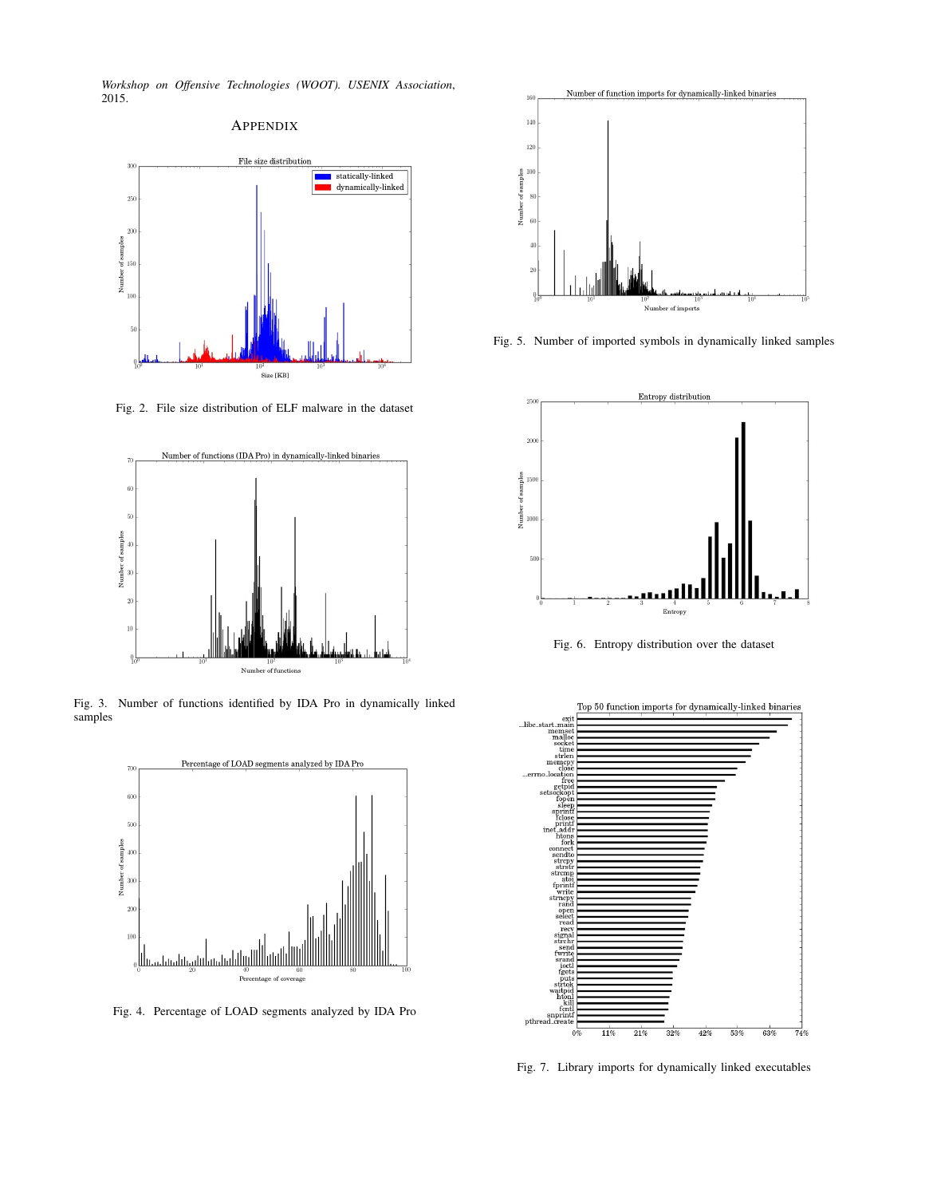*Workshop on Offensive Technologies (WOOT). USENIX Association*, 2015.

# APPENDIX

File size distribution

statically-linked
dynamically-linked

Number of samples

Size [KB]

Fig. 2. File size distribution of ELF malware in the dataset

Number of functions (IDA Pro) in dynamically-linked binaries

Number of samples

Number of functions

Fig. 3. Number of functions identified by IDA Pro in dynamically linked samples

Percentage of LOAD segments analyzed by IDA Pro

Number of samples

Percentage of coverage

Fig. 4. Percentage of LOAD segments analyzed by IDA Pro

Number of function imports for dynamically-linked binaries

Number of samples

Number of imports

Fig. 5. Number of imported symbols in dynamically linked samples

Entropy distribution

Number of samples

Entropy

Fig. 6. Entropy distribution over the dataset

Top 50 function imports for dynamically-linked binaries

exit
__libc_start_main
memset
malloc
socket
time
strlen
memcpy
close
__errno_location
free
getpid
setsockopt
fopen
sleep
sprintf
fclose
printf
inet_addr
htons
fork
connect
sendto
strcpy
strstr
strcmp
atoi
fprintf
write
strncpy
rand
open
select
read
recv
signal
strchr
send
fwrite
srand
ioctl
fgets
puts
strtok
waitpid
htonl
kill
fcntl
snprintf
pthread_create

0% 11% 21% 32% 42% 53% 63% 74%

Fig. 7. Library imports for dynamically linked executables